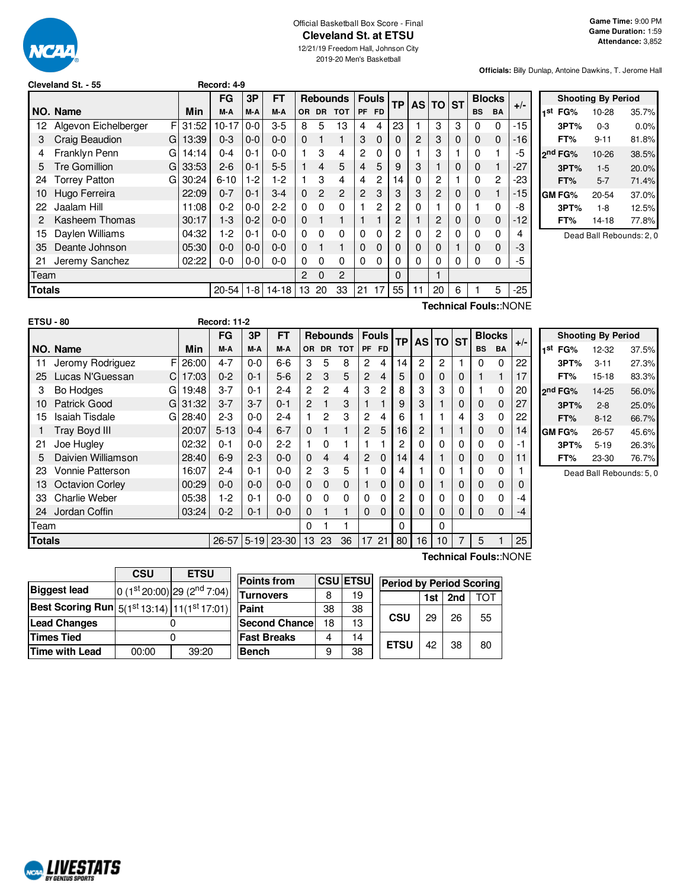Official Basketball Box Score - Final

# Cleveland St. at ETSU

12/21/19 Freedom Hall, Johnson City

2019-20 Men's Basketball

**Game Time:** 9:00 PM
**Game Duration:** 1:59
**Attendance:** 3,852

**Officials:** Billy Dunlap, Antoine Dawkins, T. Jerome Hall

**Cleveland St. - 55** Record: 4-9

| NO. | Name | | Min | FG M-A | 3P M-A | FT M-A | OR | DR | TOT | PF | FD | TP | AS | TO | ST | BS | BA | +/- |
|---|---|---|---|---|---|---|---|---|---|---|---|---|---|---|---|---|---|---|
| 12 | Algevon Eichelberger | F | 31:52 | 10-17 | 0-0 | 3-5 | 8 | 5 | 13 | 4 | 4 | 23 | 1 | 3 | 3 | 0 | 0 | -15 |
| 3 | Craig Beaudion | G | 13:39 | 0-3 | 0-0 | 0-0 | 0 | 1 | 1 | 3 | 0 | 0 | 2 | 3 | 0 | 0 | 0 | -16 |
| 4 | Franklyn Penn | G | 14:14 | 0-4 | 0-1 | 0-0 | 1 | 3 | 4 | 2 | 0 | 0 | 1 | 3 | 1 | 0 | 1 | -5 |
| 5 | Tre Gomillion | G | 33:53 | 2-6 | 0-1 | 5-5 | 1 | 4 | 5 | 4 | 5 | 9 | 3 | 1 | 0 | 0 | 1 | -27 |
| 24 | Torrey Patton | G | 30:24 | 6-10 | 1-2 | 1-2 | 1 | 3 | 4 | 4 | 2 | 14 | 0 | 2 | 1 | 0 | 2 | -23 |
| 10 | Hugo Ferreira | | 22:09 | 0-7 | 0-1 | 3-4 | 0 | 2 | 2 | 2 | 3 | 3 | 3 | 2 | 0 | 0 | 1 | -15 |
| 22 | Jaalam Hill | | 11:08 | 0-2 | 0-0 | 2-2 | 0 | 0 | 0 | 1 | 2 | 2 | 0 | 1 | 0 | 1 | 0 | -8 |
| 2 | Kasheem Thomas | | 30:17 | 1-3 | 0-2 | 0-0 | 0 | 1 | 1 | 1 | 1 | 2 | 1 | 2 | 0 | 0 | 0 | -12 |
| 15 | Daylen Williams | | 04:32 | 1-2 | 0-1 | 0-0 | 0 | 0 | 0 | 0 | 0 | 2 | 0 | 2 | 0 | 0 | 0 | 4 |
| 35 | Deante Johnson | | 05:30 | 0-0 | 0-0 | 0-0 | 0 | 1 | 1 | 0 | 0 | 0 | 0 | 0 | 1 | 0 | 0 | -3 |
| 21 | Jeremy Sanchez | | 02:22 | 0-0 | 0-0 | 0-0 | 0 | 0 | 0 | 0 | 0 | 0 | 0 | 0 | 0 | 0 | 0 | -5 |
| | Team | | | | | | 2 | 0 | 2 | | | 0 | | 1 | | | | |
| | **Totals** | | | 20-54 | 1-8 | 14-18 | 13 | 20 | 33 | 21 | 17 | 55 | 11 | 20 | 6 | 1 | 5 | -25 |

Technical Fouls::NONE

| Shooting By Period | | |
|---|---|---|
| 1st FG% | 10-28 | 35.7% |
| 3PT% | 0-3 | 0.0% |
| FT% | 9-11 | 81.8% |
| 2nd FG% | 10-26 | 38.5% |
| 3PT% | 1-5 | 20.0% |
| FT% | 5-7 | 71.4% |
| GM FG% | 20-54 | 37.0% |
| 3PT% | 1-8 | 12.5% |
| FT% | 14-18 | 77.8% |

Dead Ball Rebounds: 2, 0

**ETSU - 80** Record: 11-2

| NO. | Name | | Min | FG M-A | 3P M-A | FT M-A | OR | DR | TOT | PF | FD | TP | AS | TO | ST | BS | BA | +/- |
|---|---|---|---|---|---|---|---|---|---|---|---|---|---|---|---|---|---|---|
| 11 | Jeromy Rodriguez | F | 26:00 | 4-7 | 0-0 | 6-6 | 3 | 5 | 8 | 2 | 4 | 14 | 2 | 2 | 1 | 0 | 0 | 22 |
| 25 | Lucas N'Guessan | C | 17:03 | 0-2 | 0-1 | 5-6 | 2 | 3 | 5 | 2 | 4 | 5 | 0 | 0 | 0 | 1 | 1 | 17 |
| 3 | Bo Hodges | G | 19:48 | 3-7 | 0-1 | 2-4 | 2 | 2 | 4 | 3 | 2 | 8 | 3 | 3 | 0 | 1 | 0 | 20 |
| 10 | Patrick Good | G | 31:32 | 3-7 | 3-7 | 0-1 | 2 | 1 | 3 | 1 | 1 | 9 | 3 | 1 | 0 | 0 | 0 | 27 |
| 15 | Isaiah Tisdale | G | 28:40 | 2-3 | 0-0 | 2-4 | 1 | 2 | 3 | 2 | 4 | 6 | 1 | 1 | 4 | 3 | 0 | 22 |
| 1 | Tray Boyd III | | 20:07 | 5-13 | 0-4 | 6-7 | 0 | 1 | 1 | 2 | 5 | 16 | 2 | 1 | 1 | 0 | 0 | 14 |
| 21 | Joe Hugley | | 02:32 | 0-1 | 0-0 | 2-2 | 1 | 0 | 1 | 1 | 1 | 2 | 0 | 0 | 0 | 0 | 0 | -1 |
| 5 | Daivien Williamson | | 28:40 | 6-9 | 2-3 | 0-0 | 0 | 4 | 4 | 2 | 0 | 14 | 4 | 1 | 0 | 0 | 0 | 11 |
| 23 | Vonnie Patterson | | 16:07 | 2-4 | 0-1 | 0-0 | 2 | 3 | 5 | 1 | 0 | 4 | 1 | 0 | 1 | 0 | 0 | 1 |
| 13 | Octavion Corley | | 00:29 | 0-0 | 0-0 | 0-0 | 0 | 0 | 0 | 1 | 0 | 0 | 0 | 1 | 0 | 0 | 0 | 0 |
| 33 | Charlie Weber | | 05:38 | 1-2 | 0-1 | 0-0 | 0 | 0 | 0 | 0 | 0 | 2 | 0 | 0 | 0 | 0 | 0 | -4 |
| 24 | Jordan Coffin | | 03:24 | 0-2 | 0-1 | 0-0 | 0 | 1 | 1 | 0 | 0 | 0 | 0 | 0 | 0 | 0 | 0 | -4 |
| | Team | | | | | | 0 | 1 | 1 | | | 0 | | 0 | | | | |
| | **Totals** | | | 26-57 | 5-19 | 23-30 | 13 | 23 | 36 | 17 | 21 | 80 | 16 | 10 | 7 | 5 | 1 | 25 |

Technical Fouls::NONE

| Shooting By Period | | |
|---|---|---|
| 1st FG% | 12-32 | 37.5% |
| 3PT% | 3-11 | 27.3% |
| FT% | 15-18 | 83.3% |
| 2nd FG% | 14-25 | 56.0% |
| 3PT% | 2-8 | 25.0% |
| FT% | 8-12 | 66.7% |
| GM FG% | 26-57 | 45.6% |
| 3PT% | 5-19 | 26.3% |
| FT% | 23-30 | 76.7% |

Dead Ball Rebounds: 5, 0

| | CSU | ETSU |
|---|---|---|
| Biggest lead | 0 (1st 20:00) | 29 (2nd 7:04) |
| Best Scoring Run | 5(1st 13:14) | 11(1st 17:01) |
| Lead Changes | 0 | |
| Times Tied | 0 | |
| Time with Lead | 00:00 | 39:20 |

| Points from | CSU | ETSU |
|---|---|---|
| Turnovers | 8 | 19 |
| Paint | 38 | 38 |
| Second Chance | 18 | 13 |
| Fast Breaks | 4 | 14 |
| Bench | 9 | 38 |

| Period by Period Scoring | 1st | 2nd | TOT |
|---|---|---|---|
| CSU | 29 | 26 | 55 |
| ETSU | 42 | 38 | 80 |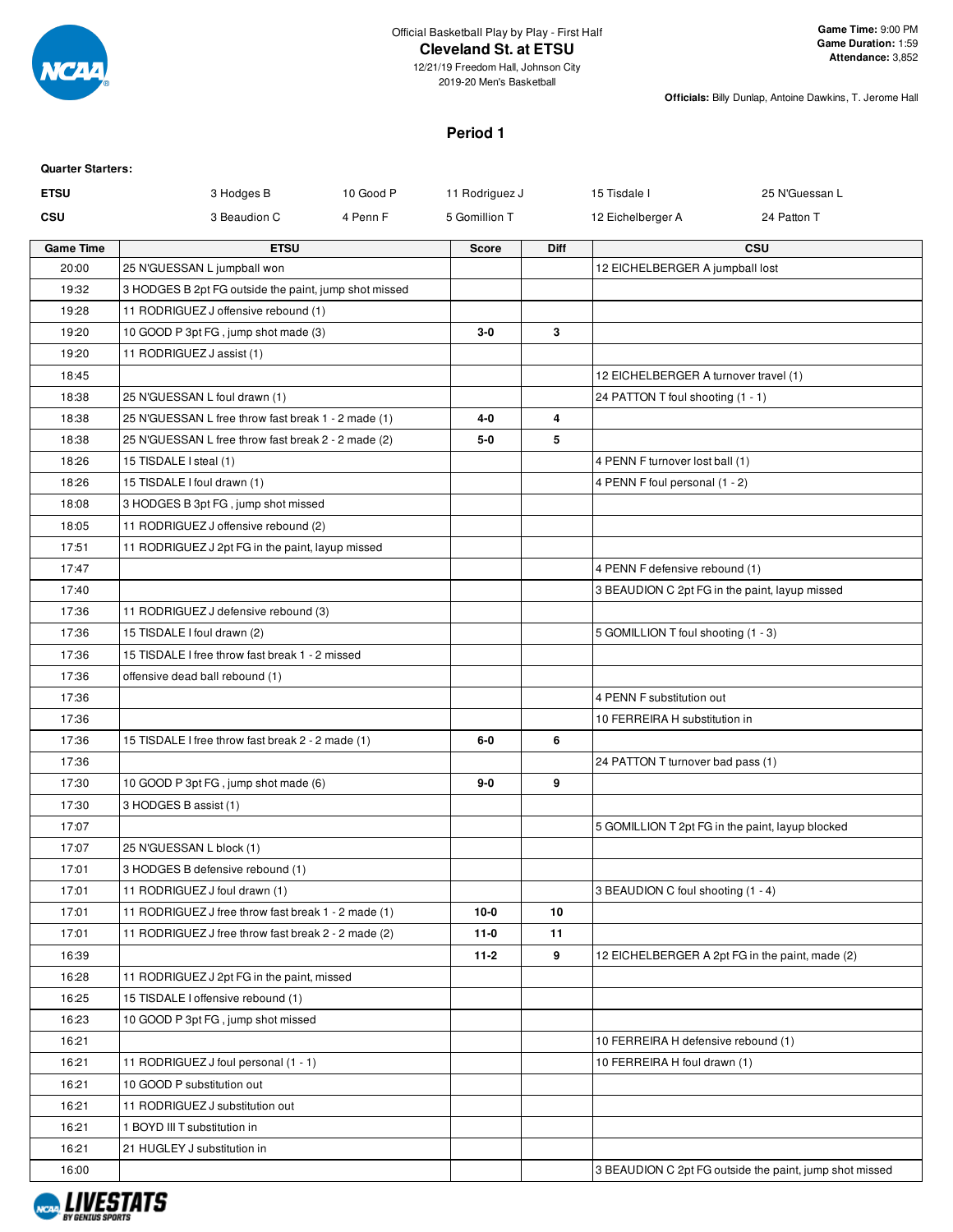Official Basketball Play by Play - First Half

# Cleveland St. at ETSU

12/21/19 Freedom Hall, Johnson City
2019-20 Men's Basketball

**Game Time:** 9:00 PM
**Game Duration:** 1:59
**Attendance:** 3,852

**Officials:** Billy Dunlap, Antoine Dawkins, T. Jerome Hall

## Period 1

**Quarter Starters:**

| | | | | | |
|---|---|---|---|---|---|
| **ETSU** | 3 Hodges B | 10 Good P | 11 Rodriguez J | 15 Tisdale I | 25 N'Guessan L |
| **CSU** | 3 Beaudion C | 4 Penn F | 5 Gomillion T | 12 Eichelberger A | 24 Patton T |

| Game Time | ETSU | Score | Diff | CSU |
|---|---|---|---|---|
| 20:00 | 25 N'GUESSAN L jumpball won | | | 12 EICHELBERGER A jumpball lost |
| 19:32 | 3 HODGES B 2pt FG outside the paint, jump shot missed | | | |
| 19:28 | 11 RODRIGUEZ J offensive rebound (1) | | | |
| 19:20 | 10 GOOD P 3pt FG , jump shot made (3) | 3-0 | 3 | |
| 19:20 | 11 RODRIGUEZ J assist (1) | | | |
| 18:45 | | | | 12 EICHELBERGER A turnover travel (1) |
| 18:38 | 25 N'GUESSAN L foul drawn (1) | | | 24 PATTON T foul shooting (1 - 1) |
| 18:38 | 25 N'GUESSAN L free throw fast break 1 - 2 made (1) | 4-0 | 4 | |
| 18:38 | 25 N'GUESSAN L free throw fast break 2 - 2 made (2) | 5-0 | 5 | |
| 18:26 | 15 TISDALE I steal (1) | | | 4 PENN F turnover lost ball (1) |
| 18:26 | 15 TISDALE I foul drawn (1) | | | 4 PENN F foul personal (1 - 2) |
| 18:08 | 3 HODGES B 3pt FG , jump shot missed | | | |
| 18:05 | 11 RODRIGUEZ J offensive rebound (2) | | | |
| 17:51 | 11 RODRIGUEZ J 2pt FG in the paint, layup missed | | | |
| 17:47 | | | | 4 PENN F defensive rebound (1) |
| 17:40 | | | | 3 BEAUDION C 2pt FG in the paint, layup missed |
| 17:36 | 11 RODRIGUEZ J defensive rebound (3) | | | |
| 17:36 | 15 TISDALE I foul drawn (2) | | | 5 GOMILLION T foul shooting (1 - 3) |
| 17:36 | 15 TISDALE I free throw fast break 1 - 2 missed | | | |
| 17:36 | offensive dead ball rebound (1) | | | |
| 17:36 | | | | 4 PENN F substitution out |
| 17:36 | | | | 10 FERREIRA H substitution in |
| 17:36 | 15 TISDALE I free throw fast break 2 - 2 made (1) | 6-0 | 6 | |
| 17:36 | | | | 24 PATTON T turnover bad pass (1) |
| 17:30 | 10 GOOD P 3pt FG , jump shot made (6) | 9-0 | 9 | |
| 17:30 | 3 HODGES B assist (1) | | | |
| 17:07 | | | | 5 GOMILLION T 2pt FG in the paint, layup blocked |
| 17:07 | 25 N'GUESSAN L block (1) | | | |
| 17:01 | 3 HODGES B defensive rebound (1) | | | |
| 17:01 | 11 RODRIGUEZ J foul drawn (1) | | | 3 BEAUDION C foul shooting (1 - 4) |
| 17:01 | 11 RODRIGUEZ J free throw fast break 1 - 2 made (1) | 10-0 | 10 | |
| 17:01 | 11 RODRIGUEZ J free throw fast break 2 - 2 made (2) | 11-0 | 11 | |
| 16:39 | | 11-2 | 9 | 12 EICHELBERGER A 2pt FG in the paint, made (2) |
| 16:28 | 11 RODRIGUEZ J 2pt FG in the paint, missed | | | |
| 16:25 | 15 TISDALE I offensive rebound (1) | | | |
| 16:23 | 10 GOOD P 3pt FG , jump shot missed | | | |
| 16:21 | | | | 10 FERREIRA H defensive rebound (1) |
| 16:21 | 11 RODRIGUEZ J foul personal (1 - 1) | | | 10 FERREIRA H foul drawn (1) |
| 16:21 | 10 GOOD P substitution out | | | |
| 16:21 | 11 RODRIGUEZ J substitution out | | | |
| 16:21 | 1 BOYD III T substitution in | | | |
| 16:21 | 21 HUGLEY J substitution in | | | |
| 16:00 | | | | 3 BEAUDION C 2pt FG outside the paint, jump shot missed |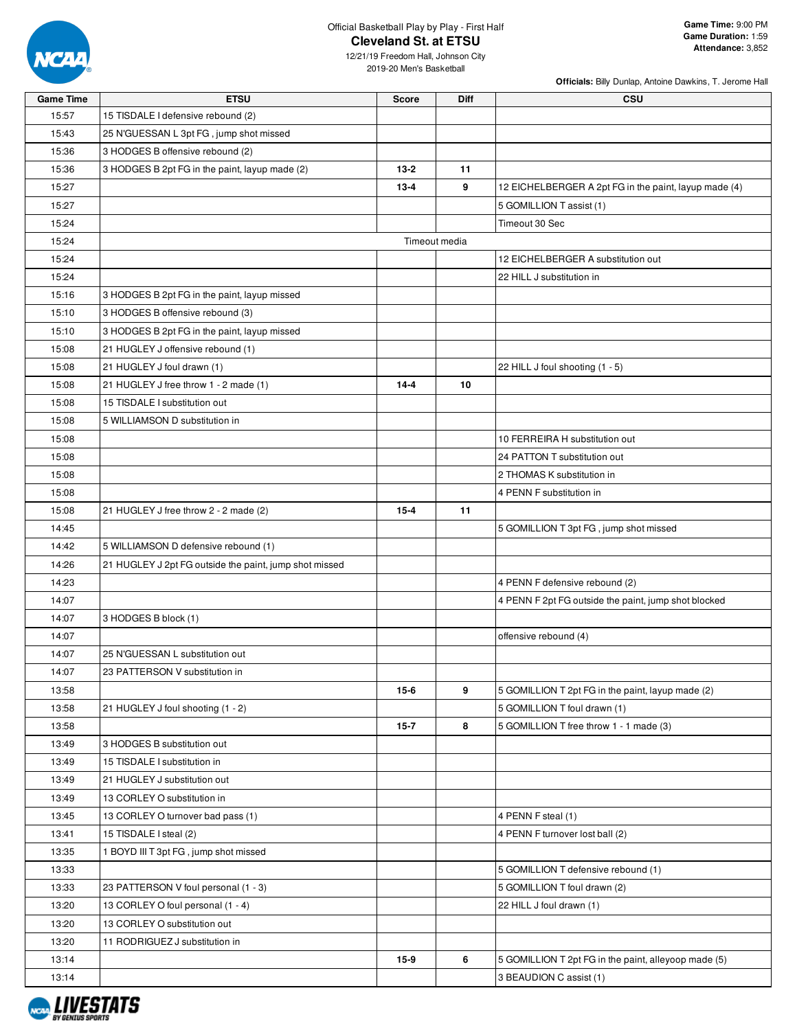Official Basketball Play by Play - First Half

# Cleveland St. at ETSU

12/21/19 Freedom Hall, Johnson City

2019-20 Men's Basketball

**Game Time:** 9:00 PM
**Game Duration:** 1:59
**Attendance:** 3,852

**Officials:** Billy Dunlap, Antoine Dawkins, T. Jerome Hall

| Game Time | ETSU | Score | Diff | CSU |
|---|---|---|---|---|
| 15:57 | 15 TISDALE I defensive rebound (2) | | | |
| 15:43 | 25 N'GUESSAN L 3pt FG , jump shot missed | | | |
| 15:36 | 3 HODGES B offensive rebound (2) | | | |
| 15:36 | 3 HODGES B 2pt FG in the paint, layup made (2) | 13-2 | 11 | |
| 15:27 | | 13-4 | 9 | 12 EICHELBERGER A 2pt FG in the paint, layup made (4) |
| 15:27 | | | | 5 GOMILLION T assist (1) |
| 15:24 | | | | Timeout 30 Sec |
| 15:24 | Timeout media | | | |
| 15:24 | | | | 12 EICHELBERGER A substitution out |
| 15:24 | | | | 22 HILL J substitution in |
| 15:16 | 3 HODGES B 2pt FG in the paint, layup missed | | | |
| 15:10 | 3 HODGES B offensive rebound (3) | | | |
| 15:10 | 3 HODGES B 2pt FG in the paint, layup missed | | | |
| 15:08 | 21 HUGLEY J offensive rebound (1) | | | |
| 15:08 | 21 HUGLEY J foul drawn (1) | | | 22 HILL J foul shooting (1 - 5) |
| 15:08 | 21 HUGLEY J free throw 1 - 2 made (1) | 14-4 | 10 | |
| 15:08 | 15 TISDALE I substitution out | | | |
| 15:08 | 5 WILLIAMSON D substitution in | | | |
| 15:08 | | | | 10 FERREIRA H substitution out |
| 15:08 | | | | 24 PATTON T substitution out |
| 15:08 | | | | 2 THOMAS K substitution in |
| 15:08 | | | | 4 PENN F substitution in |
| 15:08 | 21 HUGLEY J free throw 2 - 2 made (2) | 15-4 | 11 | |
| 14:45 | | | | 5 GOMILLION T 3pt FG , jump shot missed |
| 14:42 | 5 WILLIAMSON D defensive rebound (1) | | | |
| 14:26 | 21 HUGLEY J 2pt FG outside the paint, jump shot missed | | | |
| 14:23 | | | | 4 PENN F defensive rebound (2) |
| 14:07 | | | | 4 PENN F 2pt FG outside the paint, jump shot blocked |
| 14:07 | 3 HODGES B block (1) | | | |
| 14:07 | | | | offensive rebound (4) |
| 14:07 | 25 N'GUESSAN L substitution out | | | |
| 14:07 | 23 PATTERSON V substitution in | | | |
| 13:58 | | 15-6 | 9 | 5 GOMILLION T 2pt FG in the paint, layup made (2) |
| 13:58 | 21 HUGLEY J foul shooting (1 - 2) | | | 5 GOMILLION T foul drawn (1) |
| 13:58 | | 15-7 | 8 | 5 GOMILLION T free throw 1 - 1 made (3) |
| 13:49 | 3 HODGES B substitution out | | | |
| 13:49 | 15 TISDALE I substitution in | | | |
| 13:49 | 21 HUGLEY J substitution out | | | |
| 13:49 | 13 CORLEY O substitution in | | | |
| 13:45 | 13 CORLEY O turnover bad pass (1) | | | 4 PENN F steal (1) |
| 13:41 | 15 TISDALE I steal (2) | | | 4 PENN F turnover lost ball (2) |
| 13:35 | 1 BOYD III T 3pt FG , jump shot missed | | | |
| 13:33 | | | | 5 GOMILLION T defensive rebound (1) |
| 13:33 | 23 PATTERSON V foul personal (1 - 3) | | | 5 GOMILLION T foul drawn (2) |
| 13:20 | 13 CORLEY O foul personal (1 - 4) | | | 22 HILL J foul drawn (1) |
| 13:20 | 13 CORLEY O substitution out | | | |
| 13:20 | 11 RODRIGUEZ J substitution in | | | |
| 13:14 | | 15-9 | 6 | 5 GOMILLION T 2pt FG in the paint, alleyoop made (5) |
| 13:14 | | | | 3 BEAUDION C assist (1) |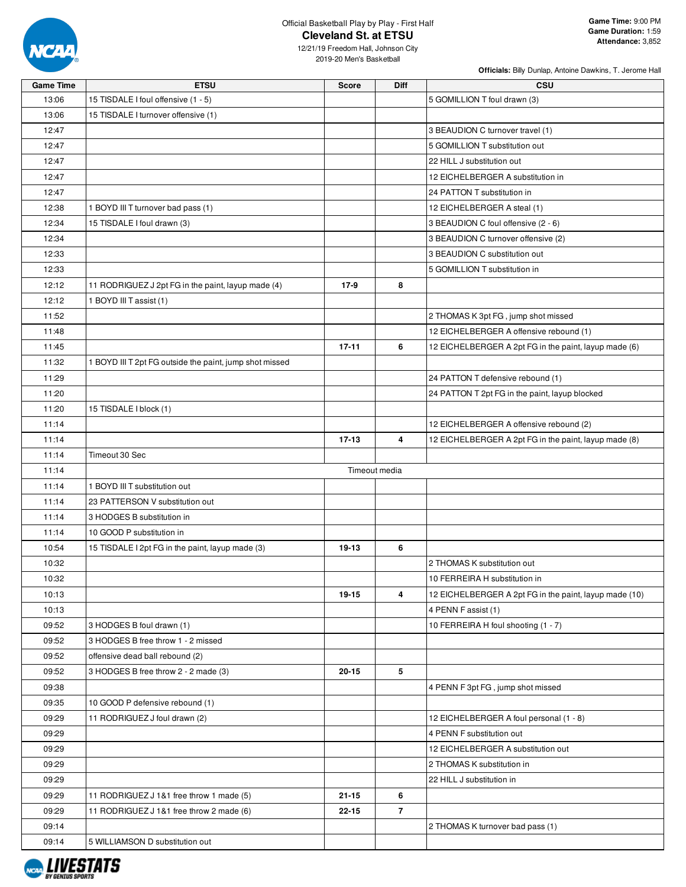Official Basketball Play by Play - First Half

# Cleveland St. at ETSU

12/21/19 Freedom Hall, Johnson City
2019-20 Men's Basketball

**Game Time:** 9:00 PM
**Game Duration:** 1:59
**Attendance:** 3,852

**Officials:** Billy Dunlap, Antoine Dawkins, T. Jerome Hall

| Game Time | ETSU | Score | Diff | CSU |
|---|---|---|---|---|
| 13:06 | 15 TISDALE I foul offensive (1 - 5) | | | 5 GOMILLION T foul drawn (3) |
| 13:06 | 15 TISDALE I turnover offensive (1) | | | |
| 12:47 | | | | 3 BEAUDION C turnover travel (1) |
| 12:47 | | | | 5 GOMILLION T substitution out |
| 12:47 | | | | 22 HILL J substitution out |
| 12:47 | | | | 12 EICHELBERGER A substitution in |
| 12:47 | | | | 24 PATTON T substitution in |
| 12:38 | 1 BOYD III T turnover bad pass (1) | | | 12 EICHELBERGER A steal (1) |
| 12:34 | 15 TISDALE I foul drawn (3) | | | 3 BEAUDION C foul offensive (2 - 6) |
| 12:34 | | | | 3 BEAUDION C turnover offensive (2) |
| 12:33 | | | | 3 BEAUDION C substitution out |
| 12:33 | | | | 5 GOMILLION T substitution in |
| 12:12 | 11 RODRIGUEZ J 2pt FG in the paint, layup made (4) | 17-9 | 8 | |
| 12:12 | 1 BOYD III T assist (1) | | | |
| 11:52 | | | | 2 THOMAS K 3pt FG , jump shot missed |
| 11:48 | | | | 12 EICHELBERGER A offensive rebound (1) |
| 11:45 | | 17-11 | 6 | 12 EICHELBERGER A 2pt FG in the paint, layup made (6) |
| 11:32 | 1 BOYD III T 2pt FG outside the paint, jump shot missed | | | |
| 11:29 | | | | 24 PATTON T defensive rebound (1) |
| 11:20 | | | | 24 PATTON T 2pt FG in the paint, layup blocked |
| 11:20 | 15 TISDALE I block (1) | | | |
| 11:14 | | | | 12 EICHELBERGER A offensive rebound (2) |
| 11:14 | | 17-13 | 4 | 12 EICHELBERGER A 2pt FG in the paint, layup made (8) |
| 11:14 | Timeout 30 Sec | | | |
| 11:14 | | Timeout media | | |
| 11:14 | 1 BOYD III T substitution out | | | |
| 11:14 | 23 PATTERSON V substitution out | | | |
| 11:14 | 3 HODGES B substitution in | | | |
| 11:14 | 10 GOOD P substitution in | | | |
| 10:54 | 15 TISDALE I 2pt FG in the paint, layup made (3) | 19-13 | 6 | |
| 10:32 | | | | 2 THOMAS K substitution out |
| 10:32 | | | | 10 FERREIRA H substitution in |
| 10:13 | | 19-15 | 4 | 12 EICHELBERGER A 2pt FG in the paint, layup made (10) |
| 10:13 | | | | 4 PENN F assist (1) |
| 09:52 | 3 HODGES B foul drawn (1) | | | 10 FERREIRA H foul shooting (1 - 7) |
| 09:52 | 3 HODGES B free throw 1 - 2 missed | | | |
| 09:52 | offensive dead ball rebound (2) | | | |
| 09:52 | 3 HODGES B free throw 2 - 2 made (3) | 20-15 | 5 | |
| 09:38 | | | | 4 PENN F 3pt FG , jump shot missed |
| 09:35 | 10 GOOD P defensive rebound (1) | | | |
| 09:29 | 11 RODRIGUEZ J foul drawn (2) | | | 12 EICHELBERGER A foul personal (1 - 8) |
| 09:29 | | | | 4 PENN F substitution out |
| 09:29 | | | | 12 EICHELBERGER A substitution out |
| 09:29 | | | | 2 THOMAS K substitution in |
| 09:29 | | | | 22 HILL J substitution in |
| 09:29 | 11 RODRIGUEZ J 1&1 free throw 1 made (5) | 21-15 | 6 | |
| 09:29 | 11 RODRIGUEZ J 1&1 free throw 2 made (6) | 22-15 | 7 | |
| 09:14 | | | | 2 THOMAS K turnover bad pass (1) |
| 09:14 | 5 WILLIAMSON D substitution out | | | |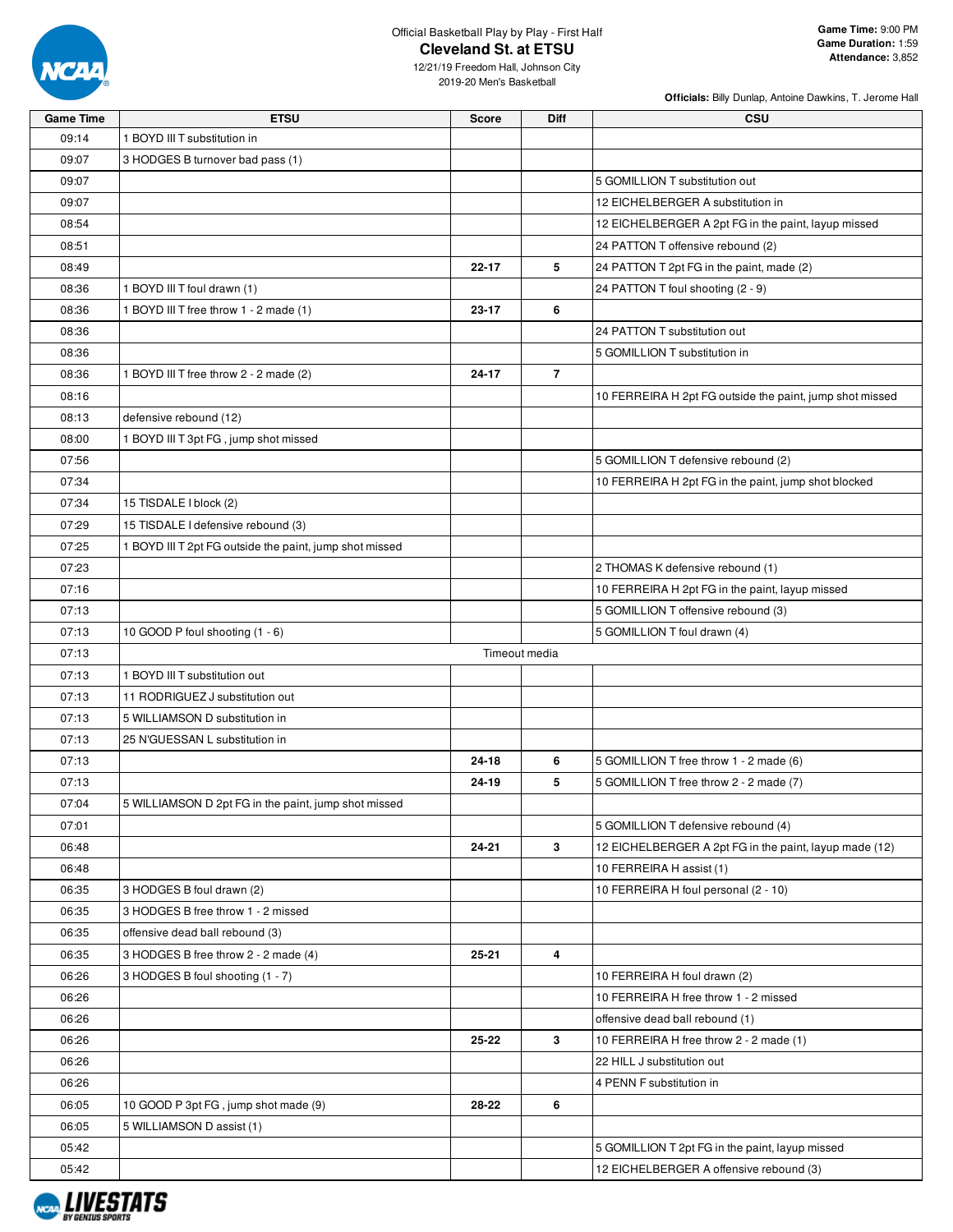Official Basketball Play by Play - First Half

# Cleveland St. at ETSU

12/21/19 Freedom Hall, Johnson City
2019-20 Men's Basketball

**Game Time:** 9:00 PM
**Game Duration:** 1:59
**Attendance:** 3,852

**Officials:** Billy Dunlap, Antoine Dawkins, T. Jerome Hall

| Game Time | ETSU | Score | Diff | CSU |
|---|---|---|---|---|
| 09:14 | 1 BOYD III T substitution in | | | |
| 09:07 | 3 HODGES B turnover bad pass (1) | | | |
| 09:07 | | | | 5 GOMILLION T substitution out |
| 09:07 | | | | 12 EICHELBERGER A substitution in |
| 08:54 | | | | 12 EICHELBERGER A 2pt FG in the paint, layup missed |
| 08:51 | | | | 24 PATTON T offensive rebound (2) |
| 08:49 | | 22-17 | 5 | 24 PATTON T 2pt FG in the paint, made (2) |
| 08:36 | 1 BOYD III T foul drawn (1) | | | 24 PATTON T foul shooting (2 - 9) |
| 08:36 | 1 BOYD III T free throw 1 - 2 made (1) | 23-17 | 6 | |
| 08:36 | | | | 24 PATTON T substitution out |
| 08:36 | | | | 5 GOMILLION T substitution in |
| 08:36 | 1 BOYD III T free throw 2 - 2 made (2) | 24-17 | 7 | |
| 08:16 | | | | 10 FERREIRA H 2pt FG outside the paint, jump shot missed |
| 08:13 | defensive rebound (12) | | | |
| 08:00 | 1 BOYD III T 3pt FG , jump shot missed | | | |
| 07:56 | | | | 5 GOMILLION T defensive rebound (2) |
| 07:34 | | | | 10 FERREIRA H 2pt FG in the paint, jump shot blocked |
| 07:34 | 15 TISDALE I block (2) | | | |
| 07:29 | 15 TISDALE I defensive rebound (3) | | | |
| 07:25 | 1 BOYD III T 2pt FG outside the paint, jump shot missed | | | |
| 07:23 | | | | 2 THOMAS K defensive rebound (1) |
| 07:16 | | | | 10 FERREIRA H 2pt FG in the paint, layup missed |
| 07:13 | | | | 5 GOMILLION T offensive rebound (3) |
| 07:13 | 10 GOOD P foul shooting (1 - 6) | | | 5 GOMILLION T foul drawn (4) |
| 07:13 | Timeout media | | | |
| 07:13 | 1 BOYD III T substitution out | | | |
| 07:13 | 11 RODRIGUEZ J substitution out | | | |
| 07:13 | 5 WILLIAMSON D substitution in | | | |
| 07:13 | 25 N'GUESSAN L substitution in | | | |
| 07:13 | | 24-18 | 6 | 5 GOMILLION T free throw 1 - 2 made (6) |
| 07:13 | | 24-19 | 5 | 5 GOMILLION T free throw 2 - 2 made (7) |
| 07:04 | 5 WILLIAMSON D 2pt FG in the paint, jump shot missed | | | |
| 07:01 | | | | 5 GOMILLION T defensive rebound (4) |
| 06:48 | | 24-21 | 3 | 12 EICHELBERGER A 2pt FG in the paint, layup made (12) |
| 06:48 | | | | 10 FERREIRA H assist (1) |
| 06:35 | 3 HODGES B foul drawn (2) | | | 10 FERREIRA H foul personal (2 - 10) |
| 06:35 | 3 HODGES B free throw 1 - 2 missed | | | |
| 06:35 | offensive dead ball rebound (3) | | | |
| 06:35 | 3 HODGES B free throw 2 - 2 made (4) | 25-21 | 4 | |
| 06:26 | 3 HODGES B foul shooting (1 - 7) | | | 10 FERREIRA H foul drawn (2) |
| 06:26 | | | | 10 FERREIRA H free throw 1 - 2 missed |
| 06:26 | | | | offensive dead ball rebound (1) |
| 06:26 | | 25-22 | 3 | 10 FERREIRA H free throw 2 - 2 made (1) |
| 06:26 | | | | 22 HILL J substitution out |
| 06:26 | | | | 4 PENN F substitution in |
| 06:05 | 10 GOOD P 3pt FG , jump shot made (9) | 28-22 | 6 | |
| 06:05 | 5 WILLIAMSON D assist (1) | | | |
| 05:42 | | | | 5 GOMILLION T 2pt FG in the paint, layup missed |
| 05:42 | | | | 12 EICHELBERGER A offensive rebound (3) |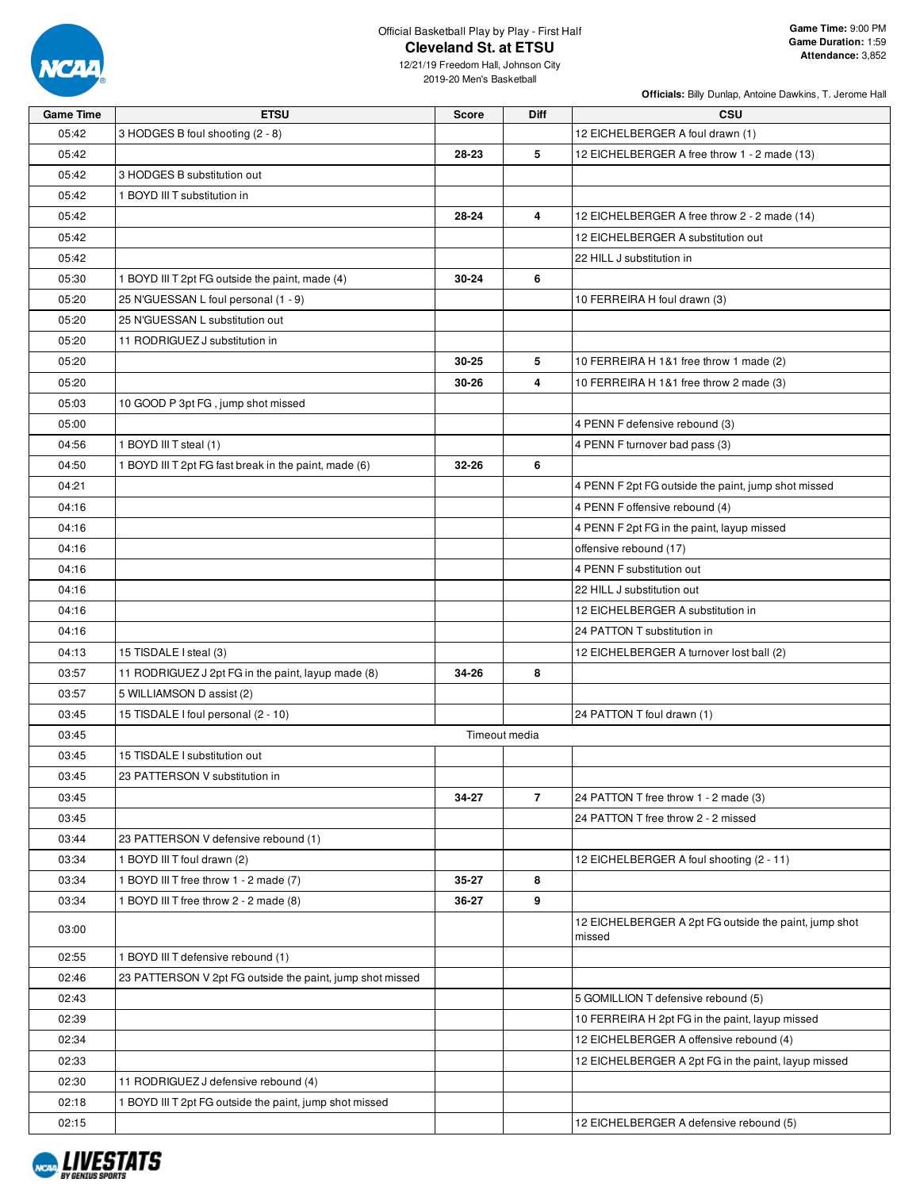Official Basketball Play by Play - First Half

# Cleveland St. at ETSU

12/21/19 Freedom Hall, Johnson City
2019-20 Men's Basketball

**Game Time:** 9:00 PM
**Game Duration:** 1:59
**Attendance:** 3,852

**Officials:** Billy Dunlap, Antoine Dawkins, T. Jerome Hall

| Game Time | ETSU | Score | Diff | CSU |
|---|---|---|---|---|
| 05:42 | 3 HODGES B foul shooting (2 - 8) | | | 12 EICHELBERGER A foul drawn (1) |
| 05:42 | | 28-23 | 5 | 12 EICHELBERGER A free throw 1 - 2 made (13) |
| 05:42 | 3 HODGES B substitution out | | | |
| 05:42 | 1 BOYD III T substitution in | | | |
| 05:42 | | 28-24 | 4 | 12 EICHELBERGER A free throw 2 - 2 made (14) |
| 05:42 | | | | 12 EICHELBERGER A substitution out |
| 05:42 | | | | 22 HILL J substitution in |
| 05:30 | 1 BOYD III T 2pt FG outside the paint, made (4) | 30-24 | 6 | |
| 05:20 | 25 N'GUESSAN L foul personal (1 - 9) | | | 10 FERREIRA H foul drawn (3) |
| 05:20 | 25 N'GUESSAN L substitution out | | | |
| 05:20 | 11 RODRIGUEZ J substitution in | | | |
| 05:20 | | 30-25 | 5 | 10 FERREIRA H 1&1 free throw 1 made (2) |
| 05:20 | | 30-26 | 4 | 10 FERREIRA H 1&1 free throw 2 made (3) |
| 05:03 | 10 GOOD P 3pt FG , jump shot missed | | | |
| 05:00 | | | | 4 PENN F defensive rebound (3) |
| 04:56 | 1 BOYD III T steal (1) | | | 4 PENN F turnover bad pass (3) |
| 04:50 | 1 BOYD III T 2pt FG fast break in the paint, made (6) | 32-26 | 6 | |
| 04:21 | | | | 4 PENN F 2pt FG outside the paint, jump shot missed |
| 04:16 | | | | 4 PENN F offensive rebound (4) |
| 04:16 | | | | 4 PENN F 2pt FG in the paint, layup missed |
| 04:16 | | | | offensive rebound (17) |
| 04:16 | | | | 4 PENN F substitution out |
| 04:16 | | | | 22 HILL J substitution out |
| 04:16 | | | | 12 EICHELBERGER A substitution in |
| 04:16 | | | | 24 PATTON T substitution in |
| 04:13 | 15 TISDALE I steal (3) | | | 12 EICHELBERGER A turnover lost ball (2) |
| 03:57 | 11 RODRIGUEZ J 2pt FG in the paint, layup made (8) | 34-26 | 8 | |
| 03:57 | 5 WILLIAMSON D assist (2) | | | |
| 03:45 | 15 TISDALE I foul personal (2 - 10) | | | 24 PATTON T foul drawn (1) |
| 03:45 | | Timeout media | | |
| 03:45 | 15 TISDALE I substitution out | | | |
| 03:45 | 23 PATTERSON V substitution in | | | |
| 03:45 | | 34-27 | 7 | 24 PATTON T free throw 1 - 2 made (3) |
| 03:45 | | | | 24 PATTON T free throw 2 - 2 missed |
| 03:44 | 23 PATTERSON V defensive rebound (1) | | | |
| 03:34 | 1 BOYD III T foul drawn (2) | | | 12 EICHELBERGER A foul shooting (2 - 11) |
| 03:34 | 1 BOYD III T free throw 1 - 2 made (7) | 35-27 | 8 | |
| 03:34 | 1 BOYD III T free throw 2 - 2 made (8) | 36-27 | 9 | |
| 03:00 | | | | 12 EICHELBERGER A 2pt FG outside the paint, jump shot missed |
| 02:55 | 1 BOYD III T defensive rebound (1) | | | |
| 02:46 | 23 PATTERSON V 2pt FG outside the paint, jump shot missed | | | |
| 02:43 | | | | 5 GOMILLION T defensive rebound (5) |
| 02:39 | | | | 10 FERREIRA H 2pt FG in the paint, layup missed |
| 02:34 | | | | 12 EICHELBERGER A offensive rebound (4) |
| 02:33 | | | | 12 EICHELBERGER A 2pt FG in the paint, layup missed |
| 02:30 | 11 RODRIGUEZ J defensive rebound (4) | | | |
| 02:18 | 1 BOYD III T 2pt FG outside the paint, jump shot missed | | | |
| 02:15 | | | | 12 EICHELBERGER A defensive rebound (5) |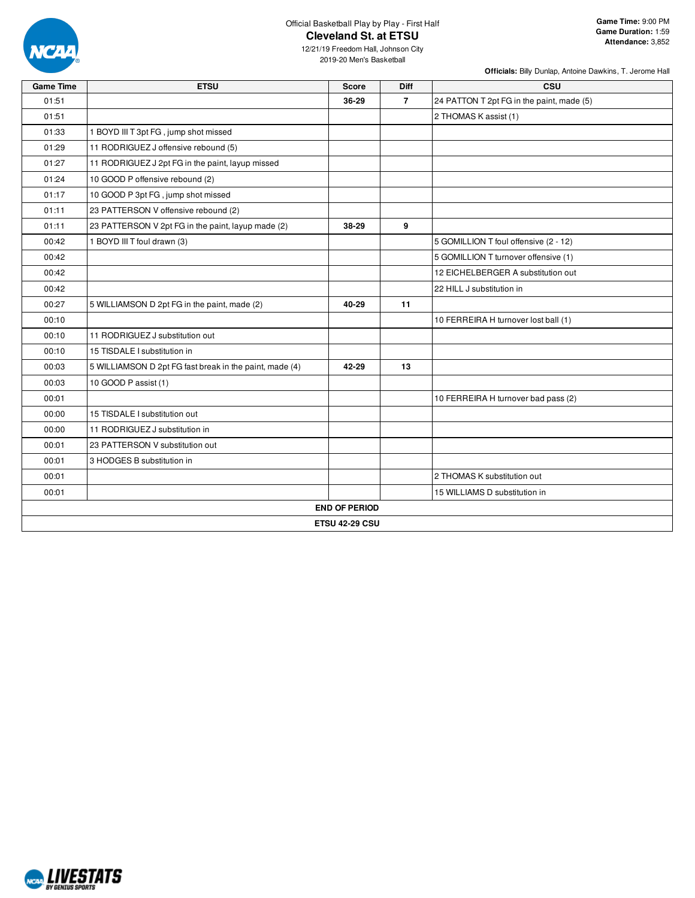Official Basketball Play by Play - First Half

# Cleveland St. at ETSU

12/21/19 Freedom Hall, Johnson City
2019-20 Men's Basketball

**Game Time:** 9:00 PM
**Game Duration:** 1:59
**Attendance:** 3,852

**Officials:** Billy Dunlap, Antoine Dawkins, T. Jerome Hall

| Game Time | ETSU | Score | Diff | CSU |
|---|---|---|---|---|
| 01:51 | | **36-29** | **7** | 24 PATTON T 2pt FG in the paint, made (5) |
| 01:51 | | | | 2 THOMAS K assist (1) |
| 01:33 | 1 BOYD III T 3pt FG , jump shot missed | | | |
| 01:29 | 11 RODRIGUEZ J offensive rebound (5) | | | |
| 01:27 | 11 RODRIGUEZ J 2pt FG in the paint, layup missed | | | |
| 01:24 | 10 GOOD P offensive rebound (2) | | | |
| 01:17 | 10 GOOD P 3pt FG , jump shot missed | | | |
| 01:11 | 23 PATTERSON V offensive rebound (2) | | | |
| 01:11 | 23 PATTERSON V 2pt FG in the paint, layup made (2) | **38-29** | **9** | |
| 00:42 | 1 BOYD III T foul drawn (3) | | | 5 GOMILLION T foul offensive (2 - 12) |
| 00:42 | | | | 5 GOMILLION T turnover offensive (1) |
| 00:42 | | | | 12 EICHELBERGER A substitution out |
| 00:42 | | | | 22 HILL J substitution in |
| 00:27 | 5 WILLIAMSON D 2pt FG in the paint, made (2) | **40-29** | **11** | |
| 00:10 | | | | 10 FERREIRA H turnover lost ball (1) |
| 00:10 | 11 RODRIGUEZ J substitution out | | | |
| 00:10 | 15 TISDALE I substitution in | | | |
| 00:03 | 5 WILLIAMSON D 2pt FG fast break in the paint, made (4) | **42-29** | **13** | |
| 00:03 | 10 GOOD P assist (1) | | | |
| 00:01 | | | | 10 FERREIRA H turnover bad pass (2) |
| 00:00 | 15 TISDALE I substitution out | | | |
| 00:00 | 11 RODRIGUEZ J substitution in | | | |
| 00:01 | 23 PATTERSON V substitution out | | | |
| 00:01 | 3 HODGES B substitution in | | | |
| 00:01 | | | | 2 THOMAS K substitution out |
| 00:01 | | | | 15 WILLIAMS D substitution in |
| **END OF PERIOD** | | | | |
| **ETSU 42-29 CSU** | | | | |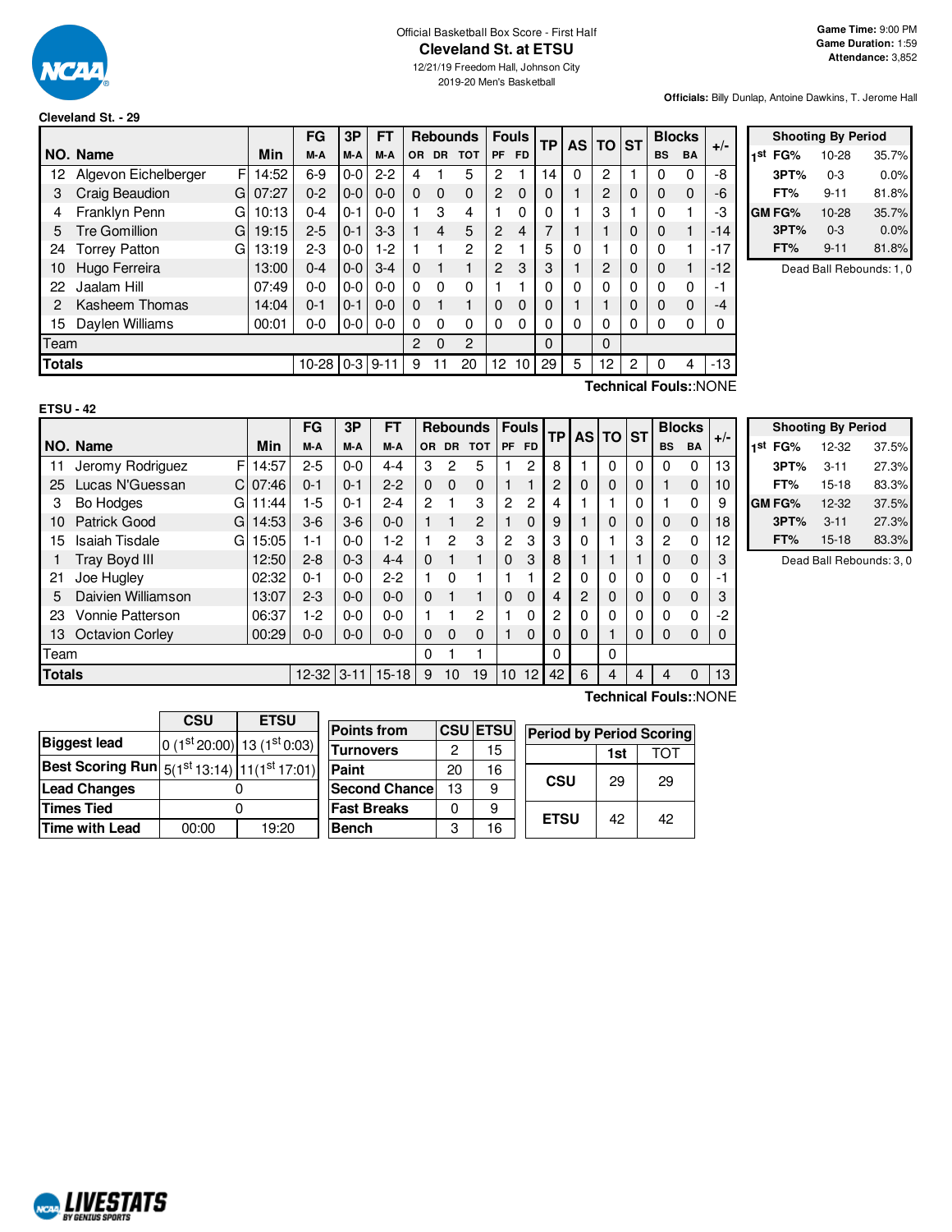Official Basketball Box Score - First Half

# Cleveland St. at ETSU

12/21/19 Freedom Hall, Johnson City

2019-20 Men's Basketball

**Game Time:** 9:00 PM
**Game Duration:** 1:59
**Attendance:** 3,852

**Officials:** Billy Dunlap, Antoine Dawkins, T. Jerome Hall

## Cleveland St. - 29

| NO. | Name | | Min | FG M-A | 3P M-A | FT M-A | OR | DR | TOT | PF | FD | TP | AS | TO | ST | BS | BA | +/- |
|---|---|---|---|---|---|---|---|---|---|---|---|---|---|---|---|---|---|---|
| 12 | Algevon Eichelberger | F | 14:52 | 6-9 | 0-0 | 2-2 | 4 | 1 | 5 | 2 | 1 | 14 | 0 | 2 | 1 | 0 | 0 | -8 |
| 3 | Craig Beaudion | G | 07:27 | 0-2 | 0-0 | 0-0 | 0 | 0 | 0 | 2 | 0 | 0 | 1 | 2 | 0 | 0 | 0 | -6 |
| 4 | Franklyn Penn | G | 10:13 | 0-4 | 0-1 | 0-0 | 1 | 3 | 4 | 1 | 0 | 0 | 1 | 3 | 1 | 0 | 1 | -3 |
| 5 | Tre Gomillion | G | 19:15 | 2-5 | 0-1 | 3-3 | 1 | 4 | 5 | 2 | 4 | 7 | 1 | 1 | 0 | 0 | 1 | -14 |
| 24 | Torrey Patton | G | 13:19 | 2-3 | 0-0 | 1-2 | 1 | 1 | 2 | 2 | 1 | 5 | 0 | 1 | 0 | 0 | 1 | -17 |
| 10 | Hugo Ferreira | | 13:00 | 0-4 | 0-0 | 3-4 | 0 | 1 | 1 | 2 | 3 | 3 | 1 | 2 | 0 | 0 | 1 | -12 |
| 22 | Jaalam Hill | | 07:49 | 0-0 | 0-0 | 0-0 | 0 | 0 | 0 | 1 | 1 | 0 | 0 | 0 | 0 | 0 | 0 | -1 |
| 2 | Kasheem Thomas | | 14:04 | 0-1 | 0-1 | 0-0 | 0 | 1 | 1 | 0 | 0 | 0 | 1 | 1 | 0 | 0 | 0 | -4 |
| 15 | Daylen Williams | | 00:01 | 0-0 | 0-0 | 0-0 | 0 | 0 | 0 | 0 | 0 | 0 | 0 | 0 | 0 | 0 | 0 | 0 |
| | Team | | | | | | 2 | 0 | 2 | | | 0 | | 0 | | | | |
| | **Totals** | | | 10-28 | 0-3 | 9-11 | 9 | 11 | 20 | 12 | 10 | 29 | 5 | 12 | 2 | 0 | 4 | -13 |

**Technical Fouls:**:NONE

| Shooting By Period | | |
|---|---|---|
| 1st FG% | 10-28 | 35.7% |
| 3PT% | 0-3 | 0.0% |
| FT% | 9-11 | 81.8% |
| GM FG% | 10-28 | 35.7% |
| 3PT% | 0-3 | 0.0% |
| FT% | 9-11 | 81.8% |

Dead Ball Rebounds: 1, 0

## ETSU - 42

| NO. | Name | | Min | FG M-A | 3P M-A | FT M-A | OR | DR | TOT | PF | FD | TP | AS | TO | ST | BS | BA | +/- |
|---|---|---|---|---|---|---|---|---|---|---|---|---|---|---|---|---|---|---|
| 11 | Jeromy Rodriguez | F | 14:57 | 2-5 | 0-0 | 4-4 | 3 | 2 | 5 | 1 | 2 | 8 | 1 | 0 | 0 | 0 | 0 | 13 |
| 25 | Lucas N'Guessan | C | 07:46 | 0-1 | 0-1 | 2-2 | 0 | 0 | 0 | 1 | 1 | 2 | 0 | 0 | 0 | 1 | 0 | 10 |
| 3 | Bo Hodges | G | 11:44 | 1-5 | 0-1 | 2-4 | 2 | 1 | 3 | 2 | 2 | 4 | 1 | 1 | 0 | 1 | 0 | 9 |
| 10 | Patrick Good | G | 14:53 | 3-6 | 3-6 | 0-0 | 1 | 1 | 2 | 1 | 0 | 9 | 1 | 0 | 0 | 0 | 0 | 18 |
| 15 | Isaiah Tisdale | G | 15:05 | 1-1 | 0-0 | 1-2 | 1 | 2 | 3 | 2 | 3 | 3 | 0 | 1 | 3 | 2 | 0 | 12 |
| 1 | Tray Boyd III | | 12:50 | 2-8 | 0-3 | 4-4 | 0 | 1 | 1 | 0 | 3 | 8 | 1 | 1 | 1 | 0 | 0 | 3 |
| 21 | Joe Hugley | | 02:32 | 0-1 | 0-0 | 2-2 | 1 | 0 | 1 | 1 | 1 | 2 | 0 | 0 | 0 | 0 | 0 | -1 |
| 5 | Daivien Williamson | | 13:07 | 2-3 | 0-0 | 0-0 | 0 | 1 | 1 | 0 | 0 | 4 | 2 | 0 | 0 | 0 | 0 | 3 |
| 23 | Vonnie Patterson | | 06:37 | 1-2 | 0-0 | 0-0 | 1 | 1 | 2 | 1 | 0 | 2 | 0 | 0 | 0 | 0 | 0 | -2 |
| 13 | Octavion Corley | | 00:29 | 0-0 | 0-0 | 0-0 | 0 | 0 | 0 | 1 | 0 | 0 | 0 | 1 | 0 | 0 | 0 | 0 |
| | Team | | | | | | 0 | 1 | 1 | | | 0 | | 0 | | | | |
| | **Totals** | | | 12-32 | 3-11 | 15-18 | 9 | 10 | 19 | 10 | 12 | 42 | 6 | 4 | 4 | 4 | 0 | 13 |

**Technical Fouls:**:NONE

| Shooting By Period | | |
|---|---|---|
| 1st FG% | 12-32 | 37.5% |
| 3PT% | 3-11 | 27.3% |
| FT% | 15-18 | 83.3% |
| GM FG% | 12-32 | 37.5% |
| 3PT% | 3-11 | 27.3% |
| FT% | 15-18 | 83.3% |

Dead Ball Rebounds: 3, 0

| | CSU | ETSU |
|---|---|---|
| **Biggest lead** | 0 (1st 20:00) | 13 (1st 0:03) |
| **Best Scoring Run** | 5(1st 13:14) | 11(1st 17:01) |
| **Lead Changes** | 0 | |
| **Times Tied** | 0 | |
| **Time with Lead** | 00:00 | 19:20 |

| Points from | CSU | ETSU |
|---|---|---|
| Turnovers | 2 | 15 |
| Paint | 20 | 16 |
| Second Chance | 13 | 9 |
| Fast Breaks | 0 | 9 |
| Bench | 3 | 16 |

| Period by Period Scoring | 1st | TOT |
|---|---|---|
| CSU | 29 | 29 |
| ETSU | 42 | 42 |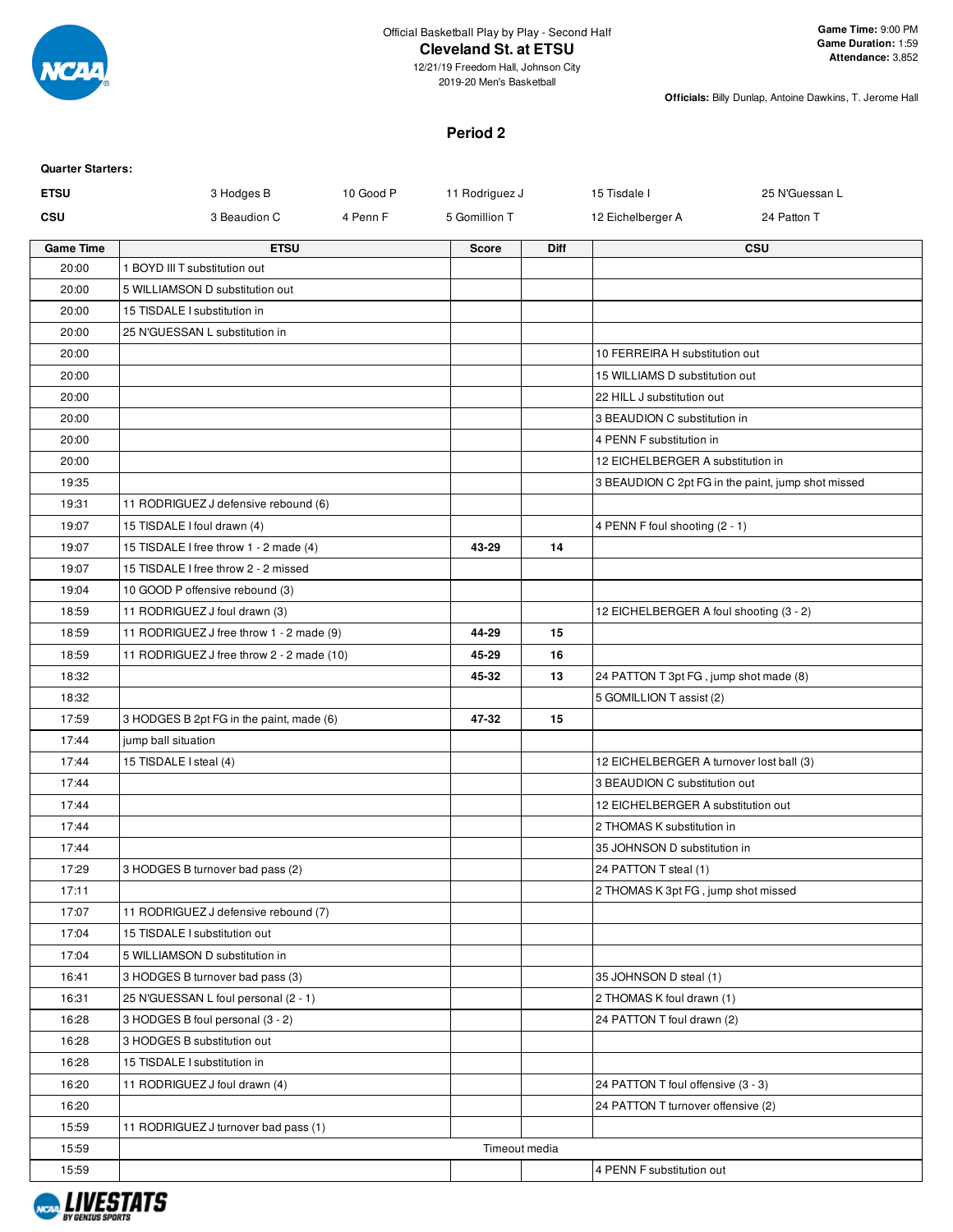Official Basketball Play by Play - Second Half

# Cleveland St. at ETSU

12/21/19 Freedom Hall, Johnson City
2019-20 Men's Basketball

**Game Time:** 9:00 PM
**Game Duration:** 1:59
**Attendance:** 3,852

**Officials:** Billy Dunlap, Antoine Dawkins, T. Jerome Hall

## Period 2

**Quarter Starters:**

| | | | | | |
|---|---|---|---|---|---|
| **ETSU** | 3 Hodges B | 10 Good P | 11 Rodriguez J | 15 Tisdale I | 25 N'Guessan L |
| **CSU** | 3 Beaudion C | 4 Penn F | 5 Gomillion T | 12 Eichelberger A | 24 Patton T |

| Game Time | ETSU | Score | Diff | CSU |
|---|---|---|---|---|
| 20:00 | 1 BOYD III T substitution out | | | |
| 20:00 | 5 WILLIAMSON D substitution out | | | |
| 20:00 | 15 TISDALE I substitution in | | | |
| 20:00 | 25 N'GUESSAN L substitution in | | | |
| 20:00 | | | | 10 FERREIRA H substitution out |
| 20:00 | | | | 15 WILLIAMS D substitution out |
| 20:00 | | | | 22 HILL J substitution out |
| 20:00 | | | | 3 BEAUDION C substitution in |
| 20:00 | | | | 4 PENN F substitution in |
| 20:00 | | | | 12 EICHELBERGER A substitution in |
| 19:35 | | | | 3 BEAUDION C 2pt FG in the paint, jump shot missed |
| 19:31 | 11 RODRIGUEZ J defensive rebound (6) | | | |
| 19:07 | 15 TISDALE I foul drawn (4) | | | 4 PENN F foul shooting (2 - 1) |
| 19:07 | 15 TISDALE I free throw 1 - 2 made (4) | 43-29 | 14 | |
| 19:07 | 15 TISDALE I free throw 2 - 2 missed | | | |
| 19:04 | 10 GOOD P offensive rebound (3) | | | |
| 18:59 | 11 RODRIGUEZ J foul drawn (3) | | | 12 EICHELBERGER A foul shooting (3 - 2) |
| 18:59 | 11 RODRIGUEZ J free throw 1 - 2 made (9) | 44-29 | 15 | |
| 18:59 | 11 RODRIGUEZ J free throw 2 - 2 made (10) | 45-29 | 16 | |
| 18:32 | | 45-32 | 13 | 24 PATTON T 3pt FG , jump shot made (8) |
| 18:32 | | | | 5 GOMILLION T assist (2) |
| 17:59 | 3 HODGES B 2pt FG in the paint, made (6) | 47-32 | 15 | |
| 17:44 | jump ball situation | | | |
| 17:44 | 15 TISDALE I steal (4) | | | 12 EICHELBERGER A turnover lost ball (3) |
| 17:44 | | | | 3 BEAUDION C substitution out |
| 17:44 | | | | 12 EICHELBERGER A substitution out |
| 17:44 | | | | 2 THOMAS K substitution in |
| 17:44 | | | | 35 JOHNSON D substitution in |
| 17:29 | 3 HODGES B turnover bad pass (2) | | | 24 PATTON T steal (1) |
| 17:11 | | | | 2 THOMAS K 3pt FG , jump shot missed |
| 17:07 | 11 RODRIGUEZ J defensive rebound (7) | | | |
| 17:04 | 15 TISDALE I substitution out | | | |
| 17:04 | 5 WILLIAMSON D substitution in | | | |
| 16:41 | 3 HODGES B turnover bad pass (3) | | | 35 JOHNSON D steal (1) |
| 16:31 | 25 N'GUESSAN L foul personal (2 - 1) | | | 2 THOMAS K foul drawn (1) |
| 16:28 | 3 HODGES B foul personal (3 - 2) | | | 24 PATTON T foul drawn (2) |
| 16:28 | 3 HODGES B substitution out | | | |
| 16:28 | 15 TISDALE I substitution in | | | |
| 16:20 | 11 RODRIGUEZ J foul drawn (4) | | | 24 PATTON T foul offensive (3 - 3) |
| 16:20 | | | | 24 PATTON T turnover offensive (2) |
| 15:59 | 11 RODRIGUEZ J turnover bad pass (1) | | | |
| 15:59 | Timeout media | | | |
| 15:59 | | | | 4 PENN F substitution out |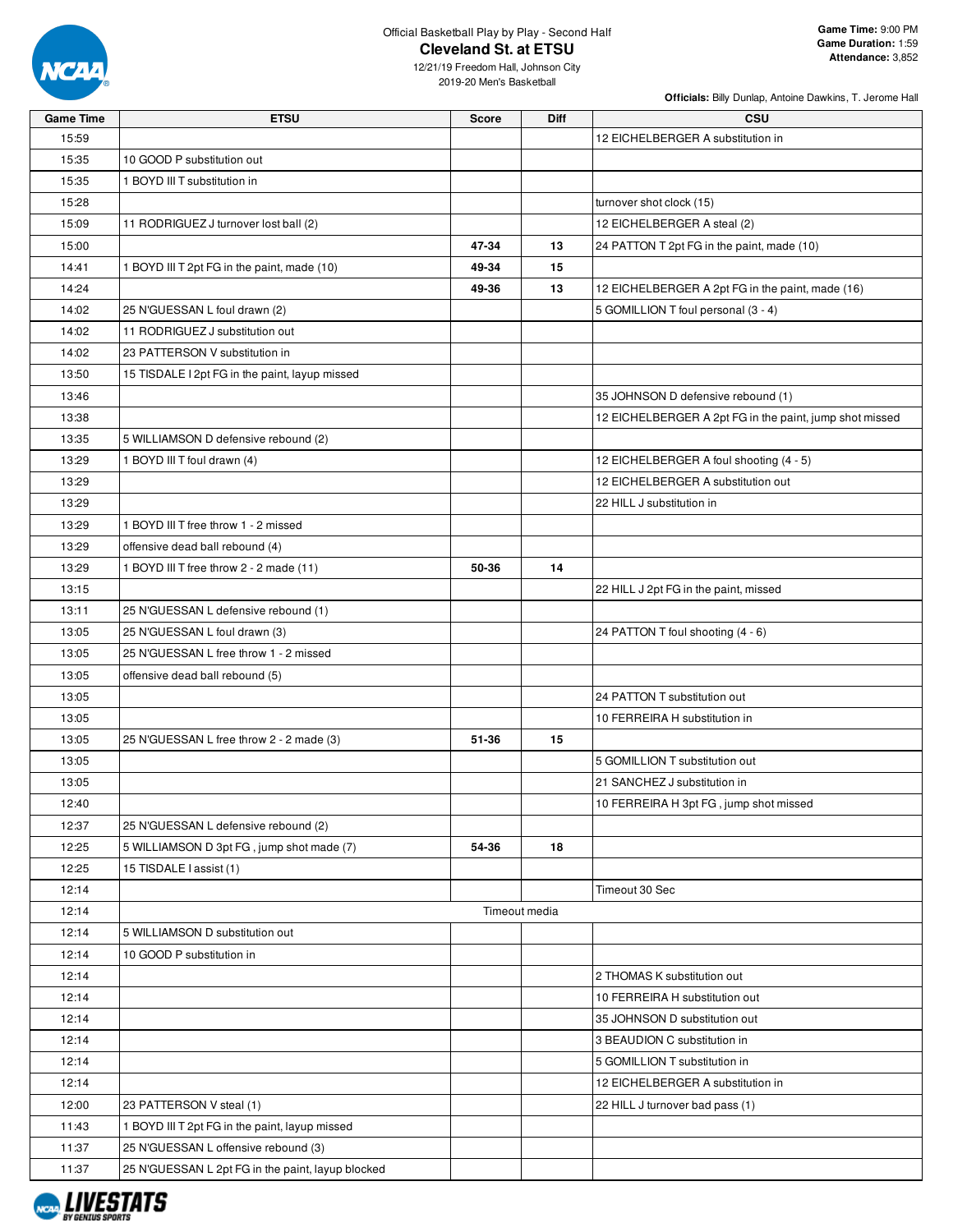Official Basketball Play by Play - Second Half

# Cleveland St. at ETSU

12/21/19 Freedom Hall, Johnson City
2019-20 Men's Basketball

**Game Time:** 9:00 PM
**Game Duration:** 1:59
**Attendance:** 3,852

**Officials:** Billy Dunlap, Antoine Dawkins, T. Jerome Hall

| Game Time | ETSU | Score | Diff | CSU |
|---|---|---|---|---|
| 15:59 | | | | 12 EICHELBERGER A substitution in |
| 15:35 | 10 GOOD P substitution out | | | |
| 15:35 | 1 BOYD III T substitution in | | | |
| 15:28 | | | | turnover shot clock (15) |
| 15:09 | 11 RODRIGUEZ J turnover lost ball (2) | | | 12 EICHELBERGER A steal (2) |
| 15:00 | | 47-34 | 13 | 24 PATTON T 2pt FG in the paint, made (10) |
| 14:41 | 1 BOYD III T 2pt FG in the paint, made (10) | 49-34 | 15 | |
| 14:24 | | 49-36 | 13 | 12 EICHELBERGER A 2pt FG in the paint, made (16) |
| 14:02 | 25 N'GUESSAN L foul drawn (2) | | | 5 GOMILLION T foul personal (3 - 4) |
| 14:02 | 11 RODRIGUEZ J substitution out | | | |
| 14:02 | 23 PATTERSON V substitution in | | | |
| 13:50 | 15 TISDALE I 2pt FG in the paint, layup missed | | | |
| 13:46 | | | | 35 JOHNSON D defensive rebound (1) |
| 13:38 | | | | 12 EICHELBERGER A 2pt FG in the paint, jump shot missed |
| 13:35 | 5 WILLIAMSON D defensive rebound (2) | | | |
| 13:29 | 1 BOYD III T foul drawn (4) | | | 12 EICHELBERGER A foul shooting (4 - 5) |
| 13:29 | | | | 12 EICHELBERGER A substitution out |
| 13:29 | | | | 22 HILL J substitution in |
| 13:29 | 1 BOYD III T free throw 1 - 2 missed | | | |
| 13:29 | offensive dead ball rebound (4) | | | |
| 13:29 | 1 BOYD III T free throw 2 - 2 made (11) | 50-36 | 14 | |
| 13:15 | | | | 22 HILL J 2pt FG in the paint, missed |
| 13:11 | 25 N'GUESSAN L defensive rebound (1) | | | |
| 13:05 | 25 N'GUESSAN L foul drawn (3) | | | 24 PATTON T foul shooting (4 - 6) |
| 13:05 | 25 N'GUESSAN L free throw 1 - 2 missed | | | |
| 13:05 | offensive dead ball rebound (5) | | | |
| 13:05 | | | | 24 PATTON T substitution out |
| 13:05 | | | | 10 FERREIRA H substitution in |
| 13:05 | 25 N'GUESSAN L free throw 2 - 2 made (3) | 51-36 | 15 | |
| 13:05 | | | | 5 GOMILLION T substitution out |
| 13:05 | | | | 21 SANCHEZ J substitution in |
| 12:40 | | | | 10 FERREIRA H 3pt FG , jump shot missed |
| 12:37 | 25 N'GUESSAN L defensive rebound (2) | | | |
| 12:25 | 5 WILLIAMSON D 3pt FG , jump shot made (7) | 54-36 | 18 | |
| 12:25 | 15 TISDALE I assist (1) | | | |
| 12:14 | | | | Timeout 30 Sec |
| 12:14 | Timeout media | | | |
| 12:14 | 5 WILLIAMSON D substitution out | | | |
| 12:14 | 10 GOOD P substitution in | | | |
| 12:14 | | | | 2 THOMAS K substitution out |
| 12:14 | | | | 10 FERREIRA H substitution out |
| 12:14 | | | | 35 JOHNSON D substitution out |
| 12:14 | | | | 3 BEAUDION C substitution in |
| 12:14 | | | | 5 GOMILLION T substitution in |
| 12:14 | | | | 12 EICHELBERGER A substitution in |
| 12:00 | 23 PATTERSON V steal (1) | | | 22 HILL J turnover bad pass (1) |
| 11:43 | 1 BOYD III T 2pt FG in the paint, layup missed | | | |
| 11:37 | 25 N'GUESSAN L offensive rebound (3) | | | |
| 11:37 | 25 N'GUESSAN L 2pt FG in the paint, layup blocked | | | |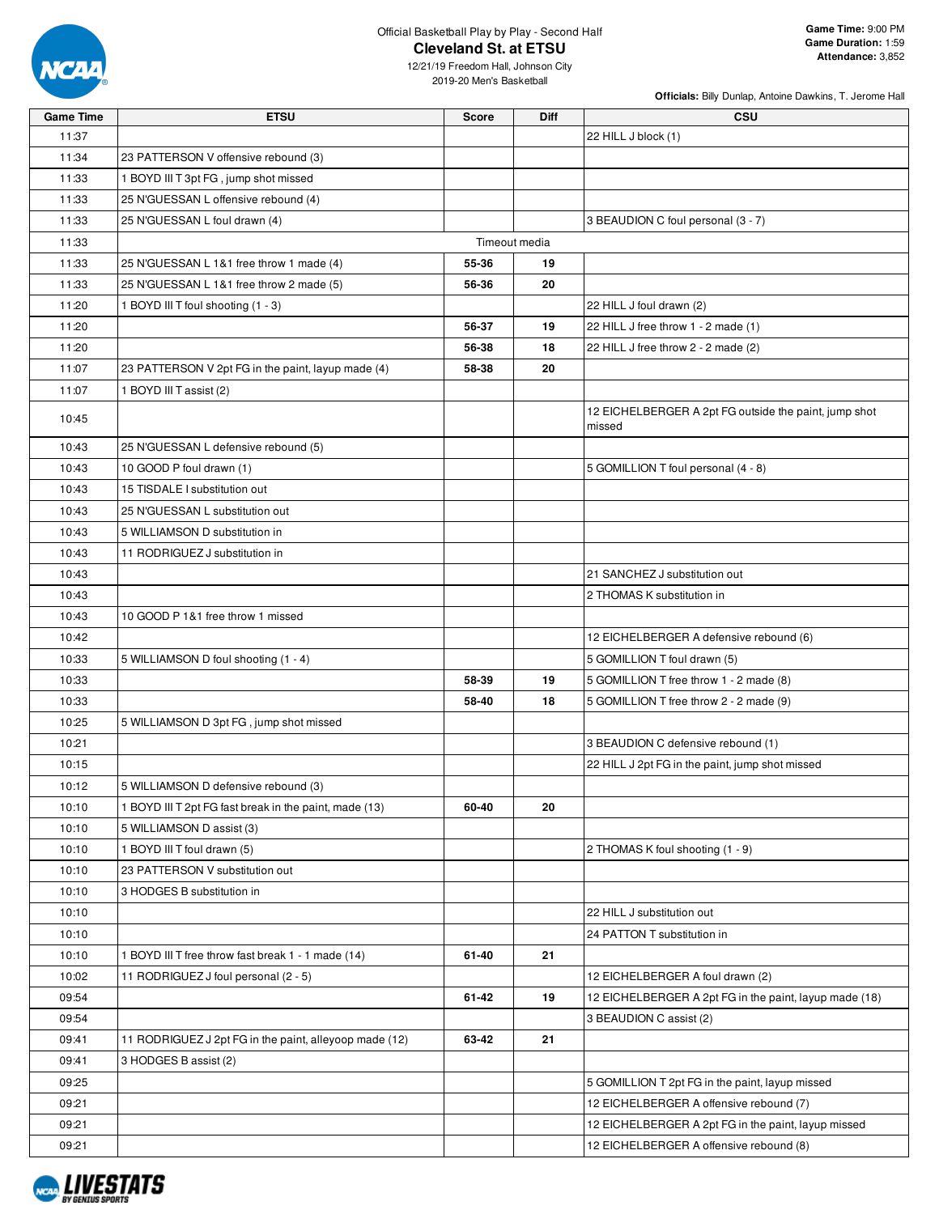Official Basketball Play by Play - Second Half

# Cleveland St. at ETSU

12/21/19 Freedom Hall, Johnson City
2019-20 Men's Basketball

**Game Time:** 9:00 PM
**Game Duration:** 1:59
**Attendance:** 3,852

**Officials:** Billy Dunlap, Antoine Dawkins, T. Jerome Hall

| Game Time | ETSU | Score | Diff | CSU |
|---|---|---|---|---|
| 11:37 | | | | 22 HILL J block (1) |
| 11:34 | 23 PATTERSON V offensive rebound (3) | | | |
| 11:33 | 1 BOYD III T 3pt FG , jump shot missed | | | |
| 11:33 | 25 N'GUESSAN L offensive rebound (4) | | | |
| 11:33 | 25 N'GUESSAN L foul drawn (4) | | | 3 BEAUDION C foul personal (3 - 7) |
| 11:33 | Timeout media | | | |
| 11:33 | 25 N'GUESSAN L 1&1 free throw 1 made (4) | 55-36 | 19 | |
| 11:33 | 25 N'GUESSAN L 1&1 free throw 2 made (5) | 56-36 | 20 | |
| 11:20 | 1 BOYD III T foul shooting (1 - 3) | | | 22 HILL J foul drawn (2) |
| 11:20 | | 56-37 | 19 | 22 HILL J free throw 1 - 2 made (1) |
| 11:20 | | 56-38 | 18 | 22 HILL J free throw 2 - 2 made (2) |
| 11:07 | 23 PATTERSON V 2pt FG in the paint, layup made (4) | 58-38 | 20 | |
| 11:07 | 1 BOYD III T assist (2) | | | |
| 10:45 | | | | 12 EICHELBERGER A 2pt FG outside the paint, jump shot missed |
| 10:43 | 25 N'GUESSAN L defensive rebound (5) | | | |
| 10:43 | 10 GOOD P foul drawn (1) | | | 5 GOMILLION T foul personal (4 - 8) |
| 10:43 | 15 TISDALE I substitution out | | | |
| 10:43 | 25 N'GUESSAN L substitution out | | | |
| 10:43 | 5 WILLIAMSON D substitution in | | | |
| 10:43 | 11 RODRIGUEZ J substitution in | | | |
| 10:43 | | | | 21 SANCHEZ J substitution out |
| 10:43 | | | | 2 THOMAS K substitution in |
| 10:43 | 10 GOOD P 1&1 free throw 1 missed | | | |
| 10:42 | | | | 12 EICHELBERGER A defensive rebound (6) |
| 10:33 | 5 WILLIAMSON D foul shooting (1 - 4) | | | 5 GOMILLION T foul drawn (5) |
| 10:33 | | 58-39 | 19 | 5 GOMILLION T free throw 1 - 2 made (8) |
| 10:33 | | 58-40 | 18 | 5 GOMILLION T free throw 2 - 2 made (9) |
| 10:25 | 5 WILLIAMSON D 3pt FG , jump shot missed | | | |
| 10:21 | | | | 3 BEAUDION C defensive rebound (1) |
| 10:15 | | | | 22 HILL J 2pt FG in the paint, jump shot missed |
| 10:12 | 5 WILLIAMSON D defensive rebound (3) | | | |
| 10:10 | 1 BOYD III T 2pt FG fast break in the paint, made (13) | 60-40 | 20 | |
| 10:10 | 5 WILLIAMSON D assist (3) | | | |
| 10:10 | 1 BOYD III T foul drawn (5) | | | 2 THOMAS K foul shooting (1 - 9) |
| 10:10 | 23 PATTERSON V substitution out | | | |
| 10:10 | 3 HODGES B substitution in | | | |
| 10:10 | | | | 22 HILL J substitution out |
| 10:10 | | | | 24 PATTON T substitution in |
| 10:10 | 1 BOYD III T free throw fast break 1 - 1 made (14) | 61-40 | 21 | |
| 10:02 | 11 RODRIGUEZ J foul personal (2 - 5) | | | 12 EICHELBERGER A foul drawn (2) |
| 09:54 | | 61-42 | 19 | 12 EICHELBERGER A 2pt FG in the paint, layup made (18) |
| 09:54 | | | | 3 BEAUDION C assist (2) |
| 09:41 | 11 RODRIGUEZ J 2pt FG in the paint, alleyoop made (12) | 63-42 | 21 | |
| 09:41 | 3 HODGES B assist (2) | | | |
| 09:25 | | | | 5 GOMILLION T 2pt FG in the paint, layup missed |
| 09:21 | | | | 12 EICHELBERGER A offensive rebound (7) |
| 09:21 | | | | 12 EICHELBERGER A 2pt FG in the paint, layup missed |
| 09:21 | | | | 12 EICHELBERGER A offensive rebound (8) |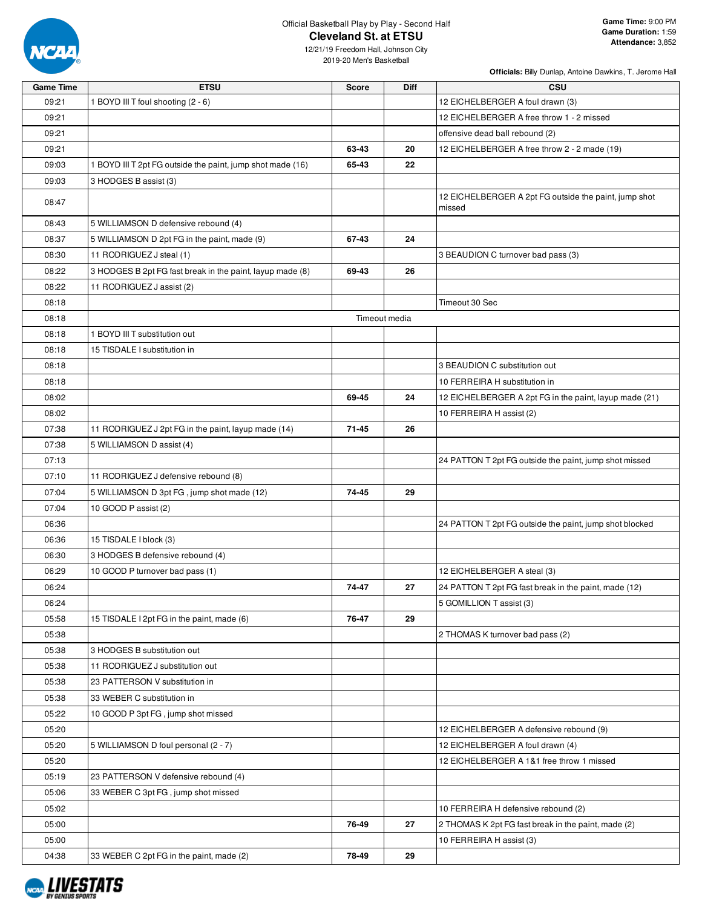Official Basketball Play by Play - Second Half

# Cleveland St. at ETSU

12/21/19 Freedom Hall, Johnson City
2019-20 Men's Basketball

**Game Time:** 9:00 PM
**Game Duration:** 1:59
**Attendance:** 3,852

**Officials:** Billy Dunlap, Antoine Dawkins, T. Jerome Hall

| Game Time | ETSU | Score | Diff | CSU |
|---|---|---|---|---|
| 09:21 | 1 BOYD III T foul shooting (2 - 6) | | | 12 EICHELBERGER A foul drawn (3) |
| 09:21 | | | | 12 EICHELBERGER A free throw 1 - 2 missed |
| 09:21 | | | | offensive dead ball rebound (2) |
| 09:21 | | 63-43 | 20 | 12 EICHELBERGER A free throw 2 - 2 made (19) |
| 09:03 | 1 BOYD III T 2pt FG outside the paint, jump shot made (16) | 65-43 | 22 | |
| 09:03 | 3 HODGES B assist (3) | | | |
| 08:47 | | | | 12 EICHELBERGER A 2pt FG outside the paint, jump shot missed |
| 08:43 | 5 WILLIAMSON D defensive rebound (4) | | | |
| 08:37 | 5 WILLIAMSON D 2pt FG in the paint, made (9) | 67-43 | 24 | |
| 08:30 | 11 RODRIGUEZ J steal (1) | | | 3 BEAUDION C turnover bad pass (3) |
| 08:22 | 3 HODGES B 2pt FG fast break in the paint, layup made (8) | 69-43 | 26 | |
| 08:22 | 11 RODRIGUEZ J assist (2) | | | |
| 08:18 | | | | Timeout 30 Sec |
| 08:18 | Timeout media | | | |
| 08:18 | 1 BOYD III T substitution out | | | |
| 08:18 | 15 TISDALE I substitution in | | | |
| 08:18 | | | | 3 BEAUDION C substitution out |
| 08:18 | | | | 10 FERREIRA H substitution in |
| 08:02 | | 69-45 | 24 | 12 EICHELBERGER A 2pt FG in the paint, layup made (21) |
| 08:02 | | | | 10 FERREIRA H assist (2) |
| 07:38 | 11 RODRIGUEZ J 2pt FG in the paint, layup made (14) | 71-45 | 26 | |
| 07:38 | 5 WILLIAMSON D assist (4) | | | |
| 07:13 | | | | 24 PATTON T 2pt FG outside the paint, jump shot missed |
| 07:10 | 11 RODRIGUEZ J defensive rebound (8) | | | |
| 07:04 | 5 WILLIAMSON D 3pt FG , jump shot made (12) | 74-45 | 29 | |
| 07:04 | 10 GOOD P assist (2) | | | |
| 06:36 | | | | 24 PATTON T 2pt FG outside the paint, jump shot blocked |
| 06:36 | 15 TISDALE I block (3) | | | |
| 06:30 | 3 HODGES B defensive rebound (4) | | | |
| 06:29 | 10 GOOD P turnover bad pass (1) | | | 12 EICHELBERGER A steal (3) |
| 06:24 | | 74-47 | 27 | 24 PATTON T 2pt FG fast break in the paint, made (12) |
| 06:24 | | | | 5 GOMILLION T assist (3) |
| 05:58 | 15 TISDALE I 2pt FG in the paint, made (6) | 76-47 | 29 | |
| 05:38 | | | | 2 THOMAS K turnover bad pass (2) |
| 05:38 | 3 HODGES B substitution out | | | |
| 05:38 | 11 RODRIGUEZ J substitution out | | | |
| 05:38 | 23 PATTERSON V substitution in | | | |
| 05:38 | 33 WEBER C substitution in | | | |
| 05:22 | 10 GOOD P 3pt FG , jump shot missed | | | |
| 05:20 | | | | 12 EICHELBERGER A defensive rebound (9) |
| 05:20 | 5 WILLIAMSON D foul personal (2 - 7) | | | 12 EICHELBERGER A foul drawn (4) |
| 05:20 | | | | 12 EICHELBERGER A 1&1 free throw 1 missed |
| 05:19 | 23 PATTERSON V defensive rebound (4) | | | |
| 05:06 | 33 WEBER C 3pt FG , jump shot missed | | | |
| 05:02 | | | | 10 FERREIRA H defensive rebound (2) |
| 05:00 | | 76-49 | 27 | 2 THOMAS K 2pt FG fast break in the paint, made (2) |
| 05:00 | | | | 10 FERREIRA H assist (3) |
| 04:38 | 33 WEBER C 2pt FG in the paint, made (2) | 78-49 | 29 | |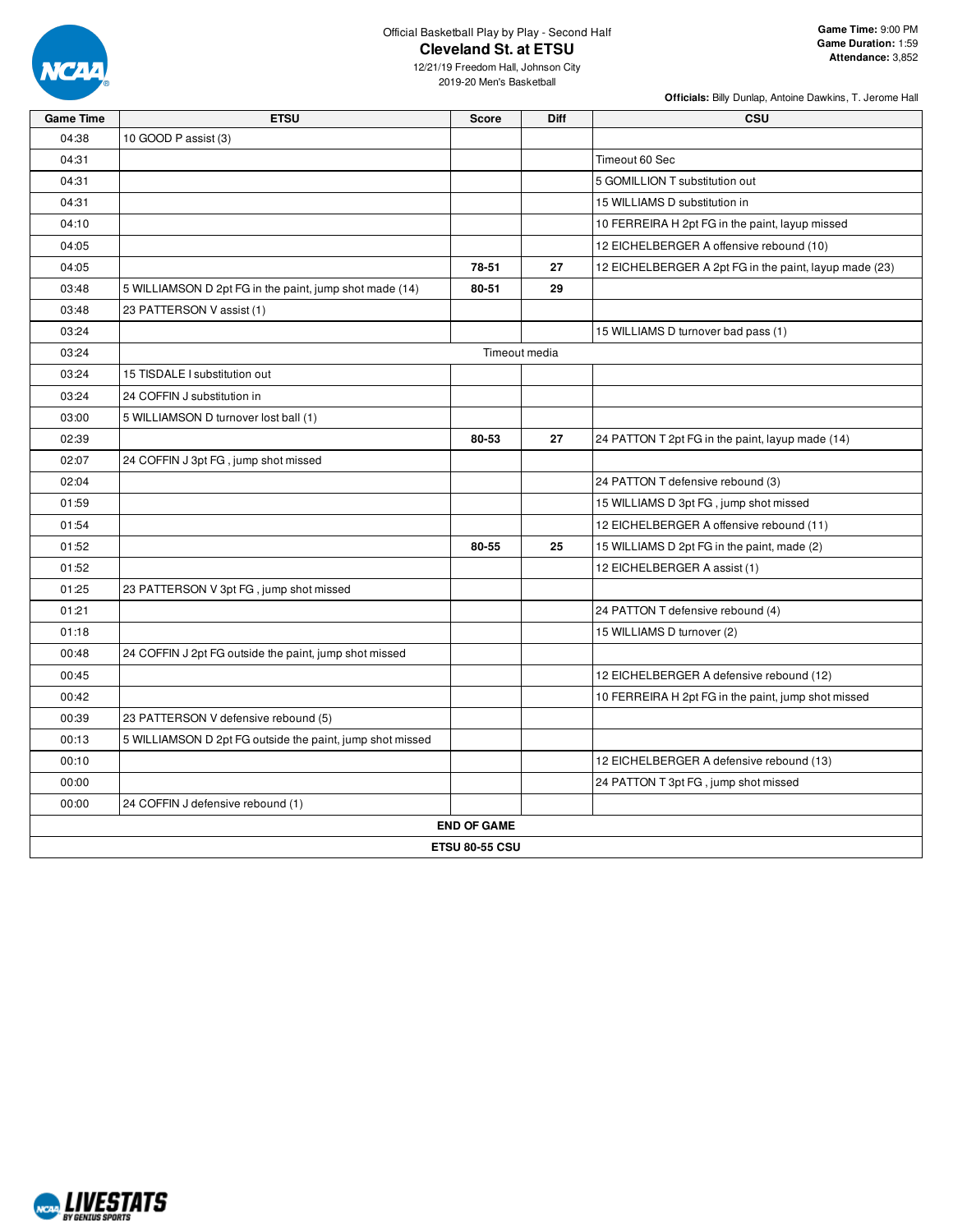Official Basketball Play by Play - Second Half

# Cleveland St. at ETSU

12/21/19 Freedom Hall, Johnson City
2019-20 Men's Basketball

**Game Time:** 9:00 PM
**Game Duration:** 1:59
**Attendance:** 3,852

**Officials:** Billy Dunlap, Antoine Dawkins, T. Jerome Hall

| Game Time | ETSU | Score | Diff | CSU |
|---|---|---|---|---|
| 04:38 | 10 GOOD P assist (3) | | | |
| 04:31 | | | | Timeout 60 Sec |
| 04:31 | | | | 5 GOMILLION T substitution out |
| 04:31 | | | | 15 WILLIAMS D substitution in |
| 04:10 | | | | 10 FERREIRA H 2pt FG in the paint, layup missed |
| 04:05 | | | | 12 EICHELBERGER A offensive rebound (10) |
| 04:05 | | **78-51** | **27** | 12 EICHELBERGER A 2pt FG in the paint, layup made (23) |
| 03:48 | 5 WILLIAMSON D 2pt FG in the paint, jump shot made (14) | **80-51** | **29** | |
| 03:48 | 23 PATTERSON V assist (1) | | | |
| 03:24 | | | | 15 WILLIAMS D turnover bad pass (1) |
| 03:24 | Timeout media | | | |
| 03:24 | 15 TISDALE I substitution out | | | |
| 03:24 | 24 COFFIN J substitution in | | | |
| 03:00 | 5 WILLIAMSON D turnover lost ball (1) | | | |
| 02:39 | | **80-53** | **27** | 24 PATTON T 2pt FG in the paint, layup made (14) |
| 02:07 | 24 COFFIN J 3pt FG , jump shot missed | | | |
| 02:04 | | | | 24 PATTON T defensive rebound (3) |
| 01:59 | | | | 15 WILLIAMS D 3pt FG , jump shot missed |
| 01:54 | | | | 12 EICHELBERGER A offensive rebound (11) |
| 01:52 | | **80-55** | **25** | 15 WILLIAMS D 2pt FG in the paint, made (2) |
| 01:52 | | | | 12 EICHELBERGER A assist (1) |
| 01:25 | 23 PATTERSON V 3pt FG , jump shot missed | | | |
| 01:21 | | | | 24 PATTON T defensive rebound (4) |
| 01:18 | | | | 15 WILLIAMS D turnover (2) |
| 00:48 | 24 COFFIN J 2pt FG outside the paint, jump shot missed | | | |
| 00:45 | | | | 12 EICHELBERGER A defensive rebound (12) |
| 00:42 | | | | 10 FERREIRA H 2pt FG in the paint, jump shot missed |
| 00:39 | 23 PATTERSON V defensive rebound (5) | | | |
| 00:13 | 5 WILLIAMSON D 2pt FG outside the paint, jump shot missed | | | |
| 00:10 | | | | 12 EICHELBERGER A defensive rebound (13) |
| 00:00 | | | | 24 PATTON T 3pt FG , jump shot missed |
| 00:00 | 24 COFFIN J defensive rebound (1) | | | |
| **END OF GAME** | | | | |
| **ETSU 80-55 CSU** | | | | |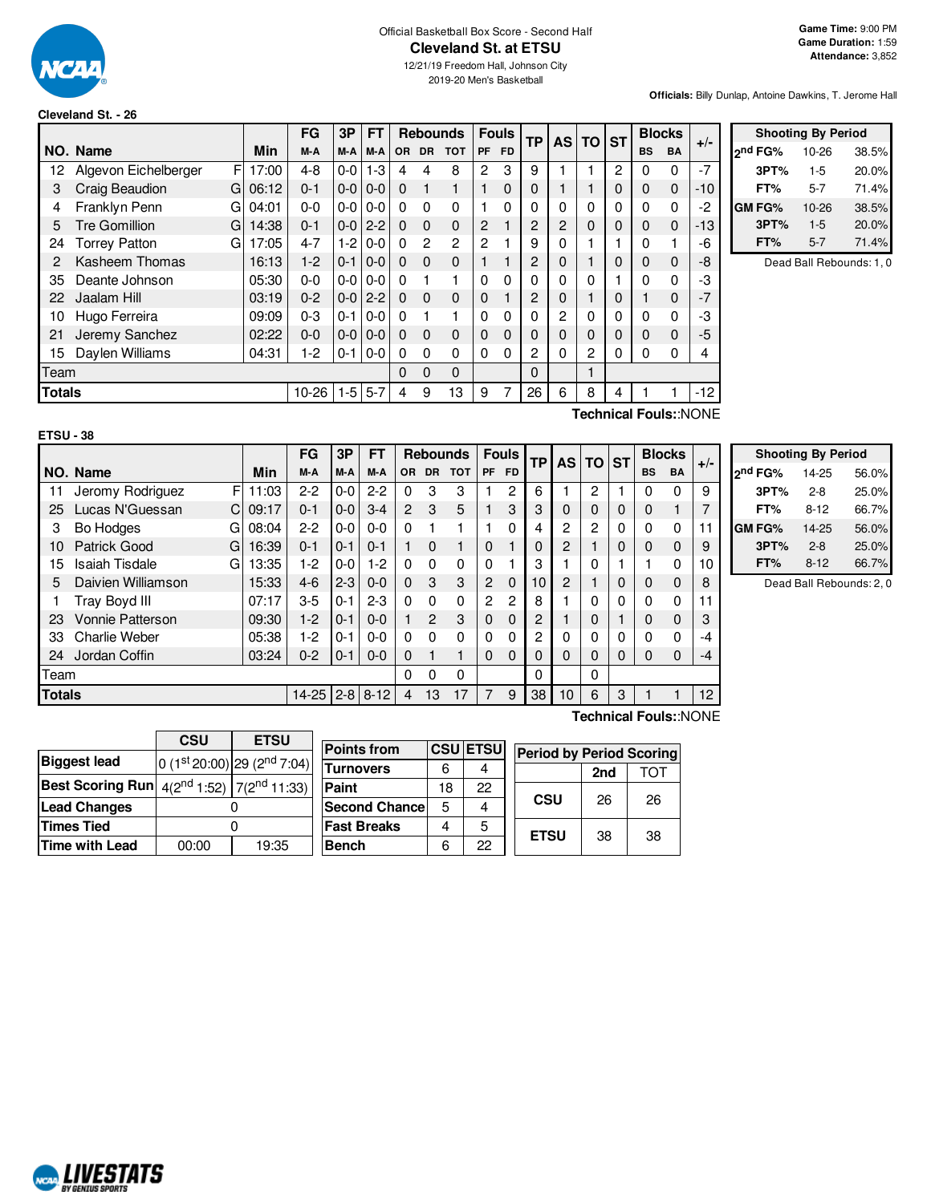Official Basketball Box Score - Second Half

# Cleveland St. at ETSU

12/21/19 Freedom Hall, Johnson City
2019-20 Men's Basketball

**Game Time:** 9:00 PM
**Game Duration:** 1:59
**Attendance:** 3,852

**Officials:** Billy Dunlap, Antoine Dawkins, T. Jerome Hall

## Cleveland St. - 26

| NO. | Name | | Min | FG M-A | 3P M-A | FT M-A | OR | DR | TOT | PF | FD | TP | AS | TO | ST | BS | BA | +/- |
|---|---|---|---|---|---|---|---|---|---|---|---|---|---|---|---|---|---|---|
| 12 | Algevon Eichelberger | F | 17:00 | 4-8 | 0-0 | 1-3 | 4 | 4 | 8 | 2 | 3 | 9 | 1 | 1 | 2 | 0 | 0 | -7 |
| 3 | Craig Beaudion | G | 06:12 | 0-1 | 0-0 | 0-0 | 0 | 1 | 1 | 1 | 0 | 0 | 1 | 1 | 0 | 0 | 0 | -10 |
| 4 | Franklyn Penn | G | 04:01 | 0-0 | 0-0 | 0-0 | 0 | 0 | 0 | 1 | 0 | 0 | 0 | 0 | 0 | 0 | 0 | -2 |
| 5 | Tre Gomillion | G | 14:38 | 0-1 | 0-0 | 2-2 | 0 | 0 | 0 | 2 | 1 | 2 | 2 | 0 | 0 | 0 | 0 | -13 |
| 24 | Torrey Patton | G | 17:05 | 4-7 | 1-2 | 0-0 | 0 | 2 | 2 | 2 | 1 | 9 | 0 | 1 | 1 | 0 | 1 | -6 |
| 2 | Kasheem Thomas | | 16:13 | 1-2 | 0-1 | 0-0 | 0 | 0 | 0 | 1 | 1 | 2 | 0 | 1 | 0 | 0 | 0 | -8 |
| 35 | Deante Johnson | | 05:30 | 0-0 | 0-0 | 0-0 | 0 | 1 | 1 | 0 | 0 | 0 | 0 | 0 | 1 | 0 | 0 | -3 |
| 22 | Jaalam Hill | | 03:19 | 0-2 | 0-0 | 2-2 | 0 | 0 | 0 | 0 | 1 | 2 | 0 | 1 | 0 | 1 | 0 | -7 |
| 10 | Hugo Ferreira | | 09:09 | 0-3 | 0-1 | 0-0 | 0 | 1 | 1 | 0 | 0 | 0 | 2 | 0 | 0 | 0 | 0 | -3 |
| 21 | Jeremy Sanchez | | 02:22 | 0-0 | 0-0 | 0-0 | 0 | 0 | 0 | 0 | 0 | 0 | 0 | 0 | 0 | 0 | 0 | -5 |
| 15 | Daylen Williams | | 04:31 | 1-2 | 0-1 | 0-0 | 0 | 0 | 0 | 0 | 0 | 2 | 0 | 2 | 0 | 0 | 0 | 4 |
| | Team | | | | | | 0 | 0 | 0 | | | 0 | | 1 | | | | |
| | **Totals** | | | 10-26 | 1-5 | 5-7 | 4 | 9 | 13 | 9 | 7 | 26 | 6 | 8 | 4 | 1 | 1 | -12 |

**Technical Fouls:**:NONE

| Shooting By Period | | |
|---|---|---|
| 2nd FG% | 10-26 | 38.5% |
| 3PT% | 1-5 | 20.0% |
| FT% | 5-7 | 71.4% |
| GM FG% | 10-26 | 38.5% |
| 3PT% | 1-5 | 20.0% |
| FT% | 5-7 | 71.4% |

Dead Ball Rebounds: 1, 0

## ETSU - 38

| NO. | Name | | Min | FG M-A | 3P M-A | FT M-A | OR | DR | TOT | PF | FD | TP | AS | TO | ST | BS | BA | +/- |
|---|---|---|---|---|---|---|---|---|---|---|---|---|---|---|---|---|---|---|
| 11 | Jeromy Rodriguez | F | 11:03 | 2-2 | 0-0 | 2-2 | 0 | 3 | 3 | 1 | 2 | 6 | 1 | 2 | 1 | 0 | 0 | 9 |
| 25 | Lucas N'Guessan | C | 09:17 | 0-1 | 0-0 | 3-4 | 2 | 3 | 5 | 1 | 3 | 3 | 0 | 0 | 0 | 0 | 1 | 7 |
| 3 | Bo Hodges | G | 08:04 | 2-2 | 0-0 | 0-0 | 0 | 1 | 1 | 1 | 0 | 4 | 2 | 2 | 0 | 0 | 0 | 11 |
| 10 | Patrick Good | G | 16:39 | 0-1 | 0-1 | 0-1 | 1 | 0 | 1 | 0 | 1 | 0 | 2 | 1 | 0 | 0 | 0 | 9 |
| 15 | Isaiah Tisdale | G | 13:35 | 1-2 | 0-0 | 1-2 | 0 | 0 | 0 | 0 | 1 | 3 | 1 | 0 | 1 | 1 | 0 | 10 |
| 5 | Daivien Williamson | | 15:33 | 4-6 | 2-3 | 0-0 | 0 | 3 | 3 | 2 | 0 | 10 | 2 | 1 | 0 | 0 | 0 | 8 |
| 1 | Tray Boyd III | | 07:17 | 3-5 | 0-1 | 2-3 | 0 | 0 | 0 | 2 | 2 | 8 | 1 | 0 | 0 | 0 | 0 | 11 |
| 23 | Vonnie Patterson | | 09:30 | 1-2 | 0-1 | 0-0 | 1 | 2 | 3 | 0 | 0 | 2 | 1 | 0 | 1 | 0 | 0 | 3 |
| 33 | Charlie Weber | | 05:38 | 1-2 | 0-1 | 0-0 | 0 | 0 | 0 | 0 | 0 | 2 | 0 | 0 | 0 | 0 | 0 | -4 |
| 24 | Jordan Coffin | | 03:24 | 0-2 | 0-1 | 0-0 | 0 | 1 | 1 | 0 | 0 | 0 | 0 | 0 | 0 | 0 | 0 | -4 |
| | Team | | | | | | 0 | 0 | 0 | | | 0 | | 0 | | | | |
| | **Totals** | | | 14-25 | 2-8 | 8-12 | 4 | 13 | 17 | 7 | 9 | 38 | 10 | 6 | 3 | 1 | 1 | 12 |

**Technical Fouls:**:NONE

| Shooting By Period | | |
|---|---|---|
| 2nd FG% | 14-25 | 56.0% |
| 3PT% | 2-8 | 25.0% |
| FT% | 8-12 | 66.7% |
| GM FG% | 14-25 | 56.0% |
| 3PT% | 2-8 | 25.0% |
| FT% | 8-12 | 66.7% |

Dead Ball Rebounds: 2, 0

| | CSU | ETSU |
|---|---|---|
| **Biggest lead** | 0 (1st 20:00) | 29 (2nd 7:04) |
| **Best Scoring Run** | 4(2nd 1:52) | 7(2nd 11:33) |
| **Lead Changes** | 0 | |
| **Times Tied** | 0 | |
| **Time with Lead** | 00:00 | 19:35 |

| Points from | CSU | ETSU |
|---|---|---|
| Turnovers | 6 | 4 |
| Paint | 18 | 22 |
| Second Chance | 5 | 4 |
| Fast Breaks | 4 | 5 |
| Bench | 6 | 22 |

| Period by Period Scoring | 2nd | TOT |
|---|---|---|
| CSU | 26 | 26 |
| ETSU | 38 | 38 |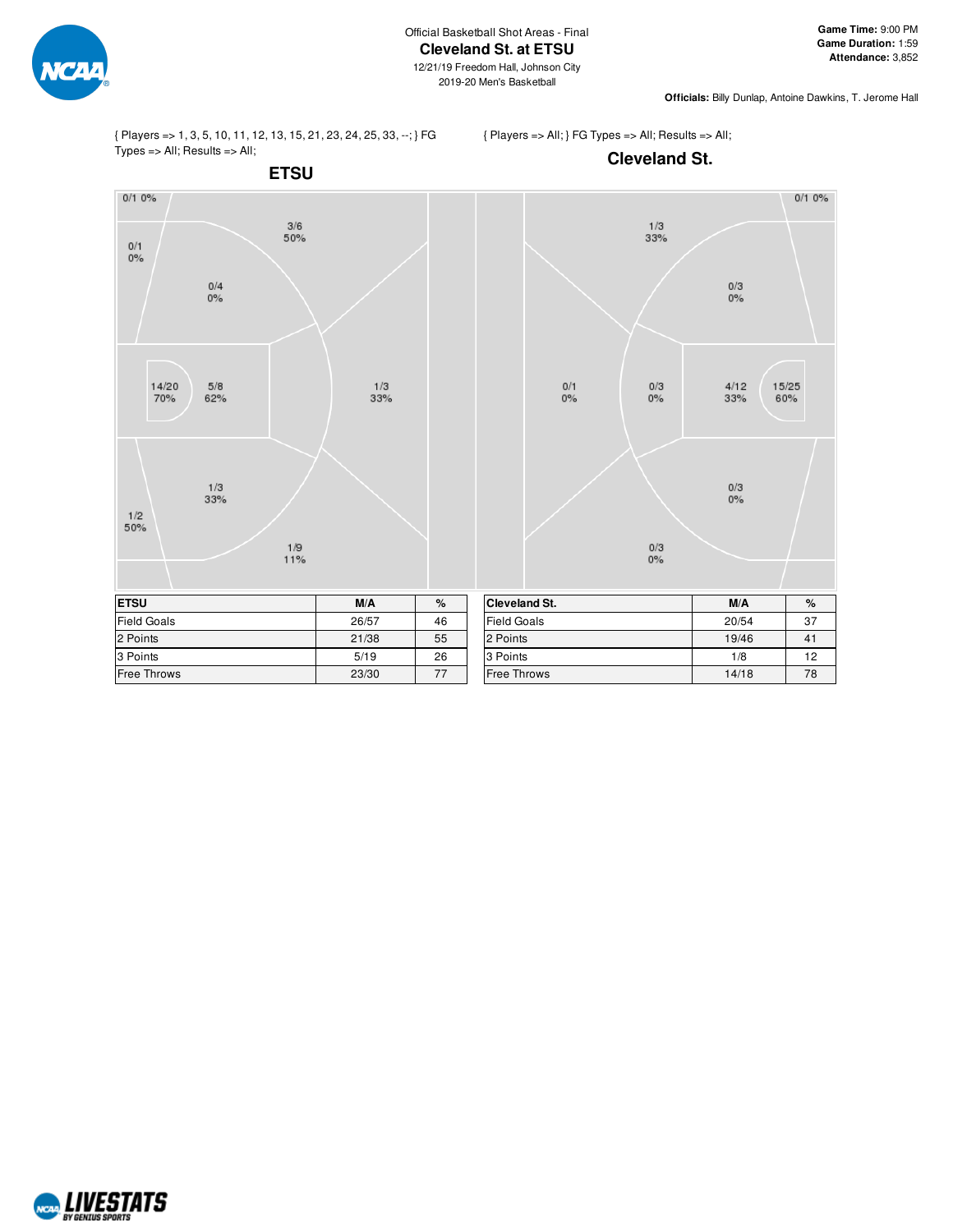Official Basketball Shot Areas - Final

# Cleveland St. at ETSU

12/21/19 Freedom Hall, Johnson City
2019-20 Men's Basketball

**Game Time:** 9:00 PM
**Game Duration:** 1:59
**Attendance:** 3,852

**Officials:** Billy Dunlap, Antoine Dawkins, T. Jerome Hall

{ Players => 1, 3, 5, 10, 11, 12, 13, 15, 21, 23, 24, 25, 33, --; } FG Types => All; Results => All;

## ETSU

0/1 0%
3/6 50%
0/1 0%
0/4 0%
14/20 70%
5/8 62%
1/3 33%
1/3 33%
1/2 50%
1/9 11%

{ Players => All; } FG Types => All; Results => All;

## Cleveland St.

0/1 0%
1/3 33%
0/3 0%
0/1 0%
0/3 0%
4/12 33%
15/25 60%
0/3 0%
0/3 0%

| ETSU | M/A | % |
|---|---|---|
| Field Goals | 26/57 | 46 |
| 2 Points | 21/38 | 55 |
| 3 Points | 5/19 | 26 |
| Free Throws | 23/30 | 77 |

| Cleveland St. | M/A | % |
|---|---|---|
| Field Goals | 20/54 | 37 |
| 2 Points | 19/46 | 41 |
| 3 Points | 1/8 | 12 |
| Free Throws | 14/18 | 78 |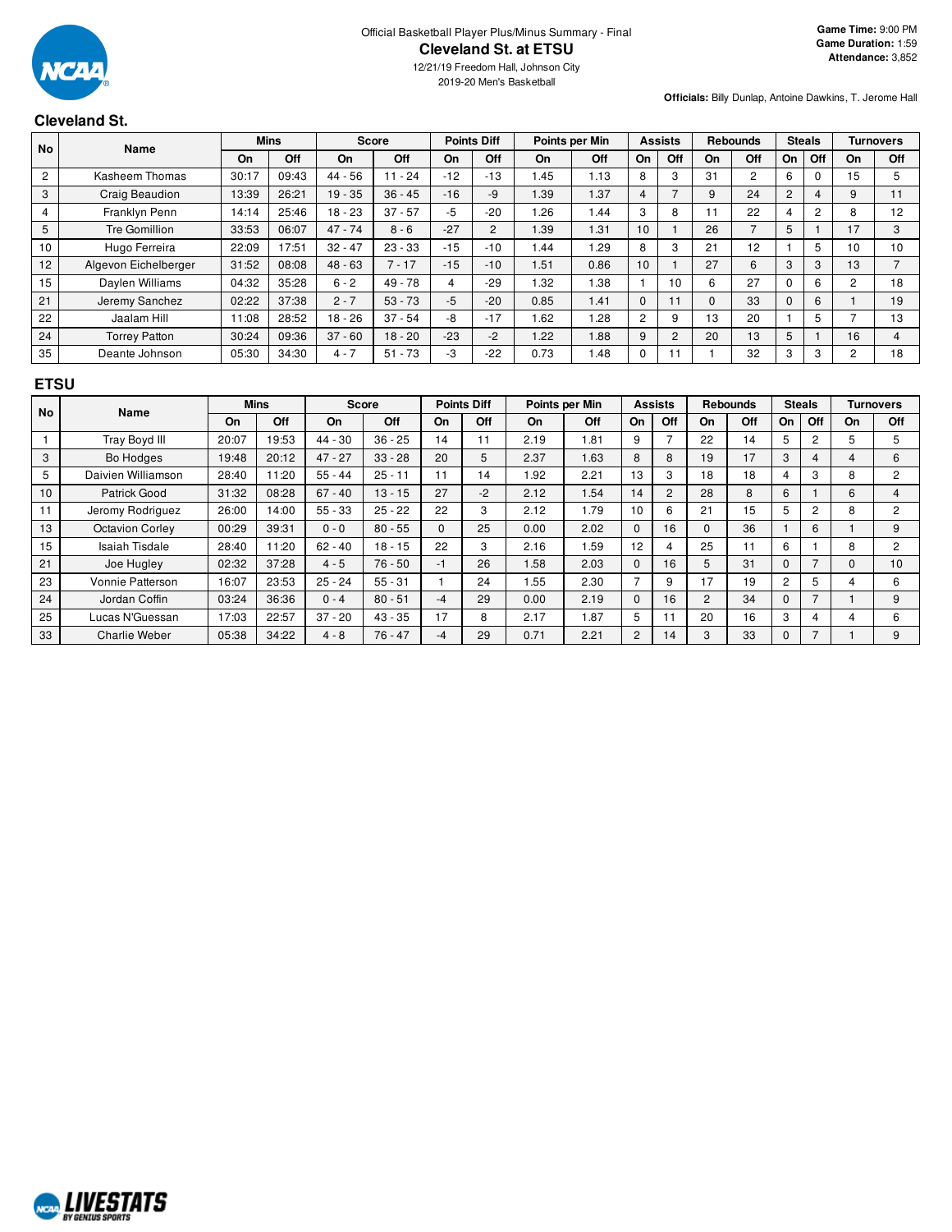Official Basketball Player Plus/Minus Summary - Final

# Cleveland St. at ETSU

12/21/19 Freedom Hall, Johnson City
2019-20 Men's Basketball

**Game Time:** 9:00 PM
**Game Duration:** 1:59
**Attendance:** 3,852

**Officials:** Billy Dunlap, Antoine Dawkins, T. Jerome Hall

## Cleveland St.

| No | Name | Mins | | Score | | Points Diff | | Points per Min | | Assists | | Rebounds | | Steals | | Turnovers | |
|---|---|---|---|---|---|---|---|---|---|---|---|---|---|---|---|---|---|
| | | On | Off | On | Off | On | Off | On | Off | On | Off | On | Off | On | Off | On | Off |
| 2 | Kasheem Thomas | 30:17 | 09:43 | 44 - 56 | 11 - 24 | -12 | -13 | 1.45 | 1.13 | 8 | 3 | 31 | 2 | 6 | 0 | 15 | 5 |
| 3 | Craig Beaudion | 13:39 | 26:21 | 19 - 35 | 36 - 45 | -16 | -9 | 1.39 | 1.37 | 4 | 7 | 9 | 24 | 2 | 4 | 9 | 11 |
| 4 | Franklyn Penn | 14:14 | 25:46 | 18 - 23 | 37 - 57 | -5 | -20 | 1.26 | 1.44 | 3 | 8 | 11 | 22 | 4 | 2 | 8 | 12 |
| 5 | Tre Gomillion | 33:53 | 06:07 | 47 - 74 | 8 - 6 | -27 | 2 | 1.39 | 1.31 | 10 | 1 | 26 | 7 | 5 | 1 | 17 | 3 |
| 10 | Hugo Ferreira | 22:09 | 17:51 | 32 - 47 | 23 - 33 | -15 | -10 | 1.44 | 1.29 | 8 | 3 | 21 | 12 | 1 | 5 | 10 | 10 |
| 12 | Algevon Eichelberger | 31:52 | 08:08 | 48 - 63 | 7 - 17 | -15 | -10 | 1.51 | 0.86 | 10 | 1 | 27 | 6 | 3 | 3 | 13 | 7 |
| 15 | Daylen Williams | 04:32 | 35:28 | 6 - 2 | 49 - 78 | 4 | -29 | 1.32 | 1.38 | 1 | 10 | 6 | 27 | 0 | 6 | 2 | 18 |
| 21 | Jeremy Sanchez | 02:22 | 37:38 | 2 - 7 | 53 - 73 | -5 | -20 | 0.85 | 1.41 | 0 | 11 | 0 | 33 | 0 | 6 | 1 | 19 |
| 22 | Jaalam Hill | 11:08 | 28:52 | 18 - 26 | 37 - 54 | -8 | -17 | 1.62 | 1.28 | 2 | 9 | 13 | 20 | 1 | 5 | 7 | 13 |
| 24 | Torrey Patton | 30:24 | 09:36 | 37 - 60 | 18 - 20 | -23 | -2 | 1.22 | 1.88 | 9 | 2 | 20 | 13 | 5 | 1 | 16 | 4 |
| 35 | Deante Johnson | 05:30 | 34:30 | 4 - 7 | 51 - 73 | -3 | -22 | 0.73 | 1.48 | 0 | 11 | 1 | 32 | 3 | 3 | 2 | 18 |

## ETSU

| No | Name | Mins | | Score | | Points Diff | | Points per Min | | Assists | | Rebounds | | Steals | | Turnovers | |
|---|---|---|---|---|---|---|---|---|---|---|---|---|---|---|---|---|---|
| | | On | Off | On | Off | On | Off | On | Off | On | Off | On | Off | On | Off | On | Off |
| 1 | Tray Boyd III | 20:07 | 19:53 | 44 - 30 | 36 - 25 | 14 | 11 | 2.19 | 1.81 | 9 | 7 | 22 | 14 | 5 | 2 | 5 | 5 |
| 3 | Bo Hodges | 19:48 | 20:12 | 47 - 27 | 33 - 28 | 20 | 5 | 2.37 | 1.63 | 8 | 8 | 19 | 17 | 3 | 4 | 4 | 6 |
| 5 | Daivien Williamson | 28:40 | 11:20 | 55 - 44 | 25 - 11 | 11 | 14 | 1.92 | 2.21 | 13 | 3 | 18 | 18 | 4 | 3 | 8 | 2 |
| 10 | Patrick Good | 31:32 | 08:28 | 67 - 40 | 13 - 15 | 27 | -2 | 2.12 | 1.54 | 14 | 2 | 28 | 8 | 6 | 1 | 6 | 4 |
| 11 | Jeromy Rodriguez | 26:00 | 14:00 | 55 - 33 | 25 - 22 | 22 | 3 | 2.12 | 1.79 | 10 | 6 | 21 | 15 | 5 | 2 | 8 | 2 |
| 13 | Octavion Corley | 00:29 | 39:31 | 0 - 0 | 80 - 55 | 0 | 25 | 0.00 | 2.02 | 0 | 16 | 0 | 36 | 1 | 6 | 1 | 9 |
| 15 | Isaiah Tisdale | 28:40 | 11:20 | 62 - 40 | 18 - 15 | 22 | 3 | 2.16 | 1.59 | 12 | 4 | 25 | 11 | 6 | 1 | 8 | 2 |
| 21 | Joe Hugley | 02:32 | 37:28 | 4 - 5 | 76 - 50 | -1 | 26 | 1.58 | 2.03 | 0 | 16 | 5 | 31 | 0 | 7 | 0 | 10 |
| 23 | Vonnie Patterson | 16:07 | 23:53 | 25 - 24 | 55 - 31 | 1 | 24 | 1.55 | 2.30 | 7 | 9 | 17 | 19 | 2 | 5 | 4 | 6 |
| 24 | Jordan Coffin | 03:24 | 36:36 | 0 - 4 | 80 - 51 | -4 | 29 | 0.00 | 2.19 | 0 | 16 | 2 | 34 | 0 | 7 | 1 | 9 |
| 25 | Lucas N'Guessan | 17:03 | 22:57 | 37 - 20 | 43 - 35 | 17 | 8 | 2.17 | 1.87 | 5 | 11 | 20 | 16 | 3 | 4 | 4 | 6 |
| 33 | Charlie Weber | 05:38 | 34:22 | 4 - 8 | 76 - 47 | -4 | 29 | 0.71 | 2.21 | 2 | 14 | 3 | 33 | 0 | 7 | 1 | 9 |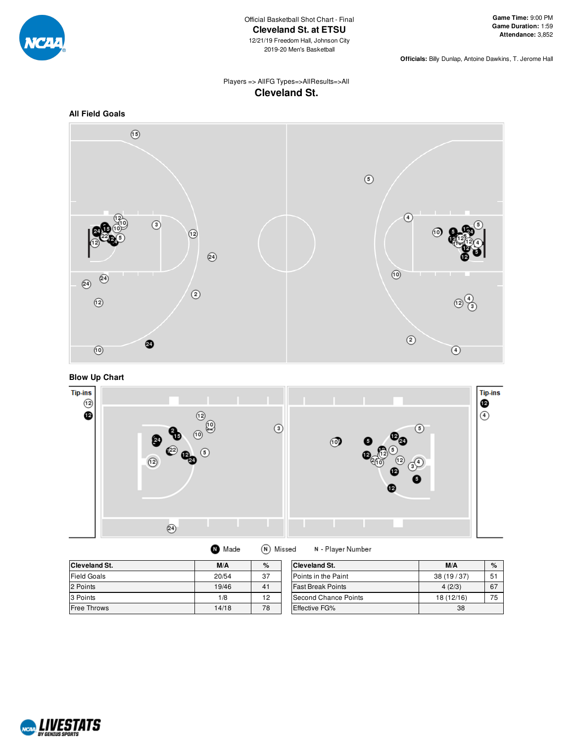Official Basketball Shot Chart - Final

# Cleveland St. at ETSU

12/21/19 Freedom Hall, Johnson City

2019-20 Men's Basketball

**Game Time:** 9:00 PM
**Game Duration:** 1:59
**Attendance:** 3,852

**Officials:** Billy Dunlap, Antoine Dawkins, T. Jerome Hall

Players => AllFG Types=>AllResults=>All

## Cleveland St.

### All Field Goals

### Blow Up Chart

Tip-ins

Made | Missed | N - Player Number

| Cleveland St. | M/A | % |
| --- | --- | --- |
| Field Goals | 20/54 | 37 |
| 2 Points | 19/46 | 41 |
| 3 Points | 1/8 | 12 |
| Free Throws | 14/18 | 78 |

| Cleveland St. | M/A | % |
| --- | --- | --- |
| Points in the Paint | 38 (19 / 37) | 51 |
| Fast Break Points | 4 (2/3) | 67 |
| Second Chance Points | 18 (12/16) | 75 |
| Effective FG% | 38 | |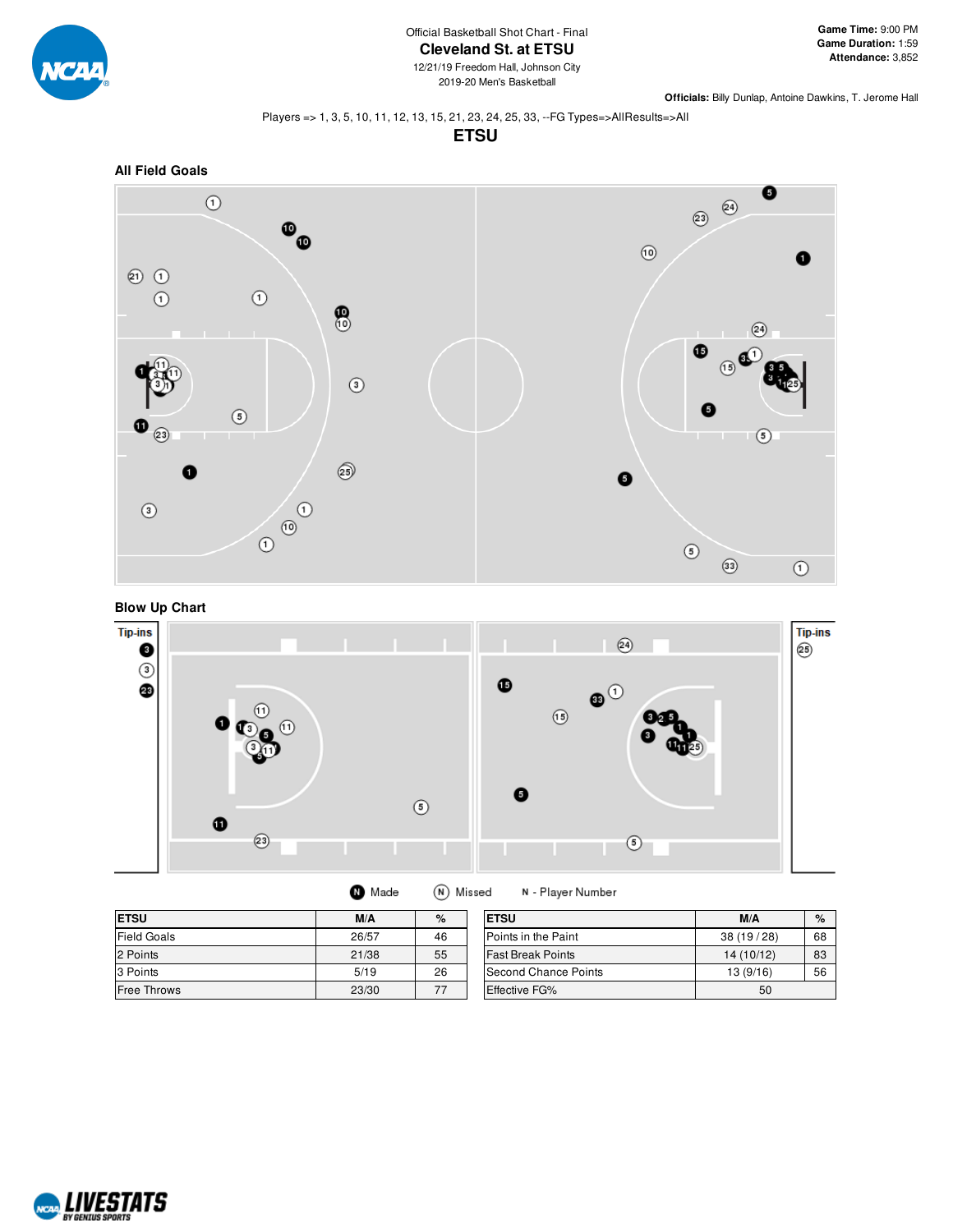Official Basketball Shot Chart - Final

# Cleveland St. at ETSU

12/21/19 Freedom Hall, Johnson City

2019-20 Men's Basketball

**Game Time:** 9:00 PM
**Game Duration:** 1:59
**Attendance:** 3,852

**Officials:** Billy Dunlap, Antoine Dawkins, T. Jerome Hall

Players => 1, 3, 5, 10, 11, 12, 13, 15, 21, 23, 24, 25, 33, --FG Types=>AllResults=>All

## ETSU

### All Field Goals

### Blow Up Chart

Tip-ins

Made   Missed   N - Player Number

| ETSU | M/A | % |
|---|---|---|
| Field Goals | 26/57 | 46 |
| 2 Points | 21/38 | 55 |
| 3 Points | 5/19 | 26 |
| Free Throws | 23/30 | 77 |

| ETSU | M/A | % |
|---|---|---|
| Points in the Paint | 38 (19 / 28) | 68 |
| Fast Break Points | 14 (10/12) | 83 |
| Second Chance Points | 13 (9/16) | 56 |
| Effective FG% | 50 | |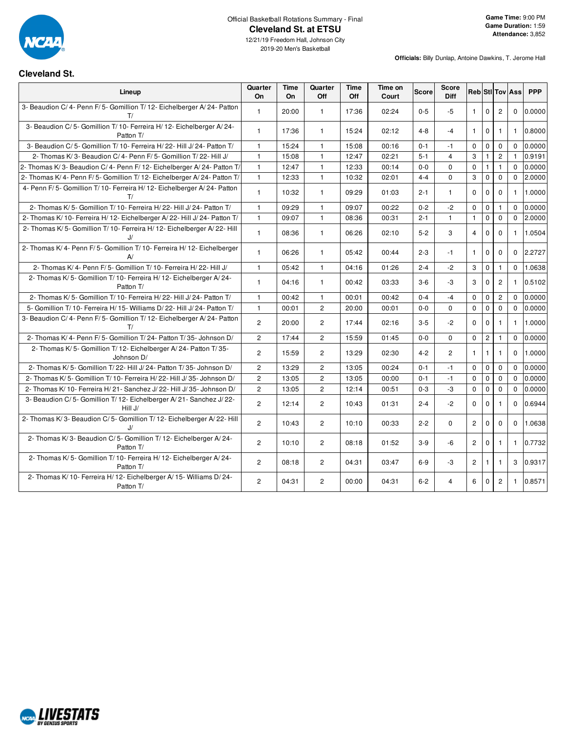Official Basketball Rotations Summary - Final

# Cleveland St. at ETSU

12/21/19 Freedom Hall, Johnson City
2019-20 Men's Basketball

**Game Time:** 9:00 PM
**Game Duration:** 1:59
**Attendance:** 3,852

**Officials:** Billy Dunlap, Antoine Dawkins, T. Jerome Hall

## Cleveland St.

| Lineup | Quarter On | Time On | Quarter Off | Time Off | Time on Court | Score | Score Diff | Reb | Stl | Tov | Ass | PPP |
|---|---|---|---|---|---|---|---|---|---|---|---|---|
| 3- Beaudion C/ 4- Penn F/ 5- Gomillion T/ 12- Eichelberger A/ 24- Patton T/ | 1 | 20:00 | 1 | 17:36 | 02:24 | 0-5 | -5 | 1 | 0 | 2 | 0 | 0.0000 |
| 3- Beaudion C/ 5- Gomillion T/ 10- Ferreira H/ 12- Eichelberger A/ 24- Patton T/ | 1 | 17:36 | 1 | 15:24 | 02:12 | 4-8 | -4 | 1 | 0 | 1 | 1 | 0.8000 |
| 3- Beaudion C/ 5- Gomillion T/ 10- Ferreira H/ 22- Hill J/ 24- Patton T/ | 1 | 15:24 | 1 | 15:08 | 00:16 | 0-1 | -1 | 0 | 0 | 0 | 0 | 0.0000 |
| 2- Thomas K/ 3- Beaudion C/ 4- Penn F/ 5- Gomillion T/ 22- Hill J/ | 1 | 15:08 | 1 | 12:47 | 02:21 | 5-1 | 4 | 3 | 1 | 2 | 1 | 0.9191 |
| 2- Thomas K/ 3- Beaudion C/ 4- Penn F/ 12- Eichelberger A/ 24- Patton T/ | 1 | 12:47 | 1 | 12:33 | 00:14 | 0-0 | 0 | 0 | 1 | 1 | 0 | 0.0000 |
| 2- Thomas K/ 4- Penn F/ 5- Gomillion T/ 12- Eichelberger A/ 24- Patton T/ | 1 | 12:33 | 1 | 10:32 | 02:01 | 4-4 | 0 | 3 | 0 | 0 | 0 | 2.0000 |
| 4- Penn F/ 5- Gomillion T/ 10- Ferreira H/ 12- Eichelberger A/ 24- Patton T/ | 1 | 10:32 | 1 | 09:29 | 01:03 | 2-1 | 1 | 0 | 0 | 0 | 1 | 1.0000 |
| 2- Thomas K/ 5- Gomillion T/ 10- Ferreira H/ 22- Hill J/ 24- Patton T/ | 1 | 09:29 | 1 | 09:07 | 00:22 | 0-2 | -2 | 0 | 0 | 1 | 0 | 0.0000 |
| 2- Thomas K/ 10- Ferreira H/ 12- Eichelberger A/ 22- Hill J/ 24- Patton T/ | 1 | 09:07 | 1 | 08:36 | 00:31 | 2-1 | 1 | 1 | 0 | 0 | 0 | 2.0000 |
| 2- Thomas K/ 5- Gomillion T/ 10- Ferreira H/ 12- Eichelberger A/ 22- Hill J/ | 1 | 08:36 | 1 | 06:26 | 02:10 | 5-2 | 3 | 4 | 0 | 0 | 1 | 1.0504 |
| 2- Thomas K/ 4- Penn F/ 5- Gomillion T/ 10- Ferreira H/ 12- Eichelberger A/ | 1 | 06:26 | 1 | 05:42 | 00:44 | 2-3 | -1 | 1 | 0 | 0 | 0 | 2.2727 |
| 2- Thomas K/ 4- Penn F/ 5- Gomillion T/ 10- Ferreira H/ 22- Hill J/ | 1 | 05:42 | 1 | 04:16 | 01:26 | 2-4 | -2 | 3 | 0 | 1 | 0 | 1.0638 |
| 2- Thomas K/ 5- Gomillion T/ 10- Ferreira H/ 12- Eichelberger A/ 24- Patton T/ | 1 | 04:16 | 1 | 00:42 | 03:33 | 3-6 | -3 | 3 | 0 | 2 | 1 | 0.5102 |
| 2- Thomas K/ 5- Gomillion T/ 10- Ferreira H/ 22- Hill J/ 24- Patton T/ | 1 | 00:42 | 1 | 00:01 | 00:42 | 0-4 | -4 | 0 | 0 | 2 | 0 | 0.0000 |
| 5- Gomillion T/ 10- Ferreira H/ 15- Williams D/ 22- Hill J/ 24- Patton T/ | 1 | 00:01 | 2 | 20:00 | 00:01 | 0-0 | 0 | 0 | 0 | 0 | 0 | 0.0000 |
| 3- Beaudion C/ 4- Penn F/ 5- Gomillion T/ 12- Eichelberger A/ 24- Patton T/ | 2 | 20:00 | 2 | 17:44 | 02:16 | 3-5 | -2 | 0 | 0 | 1 | 1 | 1.0000 |
| 2- Thomas K/ 4- Penn F/ 5- Gomillion T/ 24- Patton T/ 35- Johnson D/ | 2 | 17:44 | 2 | 15:59 | 01:45 | 0-0 | 0 | 0 | 2 | 1 | 0 | 0.0000 |
| 2- Thomas K/ 5- Gomillion T/ 12- Eichelberger A/ 24- Patton T/ 35- Johnson D/ | 2 | 15:59 | 2 | 13:29 | 02:30 | 4-2 | 2 | 1 | 1 | 1 | 0 | 1.0000 |
| 2- Thomas K/ 5- Gomillion T/ 22- Hill J/ 24- Patton T/ 35- Johnson D/ | 2 | 13:29 | 2 | 13:05 | 00:24 | 0-1 | -1 | 0 | 0 | 0 | 0 | 0.0000 |
| 2- Thomas K/ 5- Gomillion T/ 10- Ferreira H/ 22- Hill J/ 35- Johnson D/ | 2 | 13:05 | 2 | 13:05 | 00:00 | 0-1 | -1 | 0 | 0 | 0 | 0 | 0.0000 |
| 2- Thomas K/ 10- Ferreira H/ 21- Sanchez J/ 22- Hill J/ 35- Johnson D/ | 2 | 13:05 | 2 | 12:14 | 00:51 | 0-3 | -3 | 0 | 0 | 0 | 0 | 0.0000 |
| 3- Beaudion C/ 5- Gomillion T/ 12- Eichelberger A/ 21- Sanchez J/ 22- Hill J/ | 2 | 12:14 | 2 | 10:43 | 01:31 | 2-4 | -2 | 0 | 0 | 1 | 0 | 0.6944 |
| 2- Thomas K/ 3- Beaudion C/ 5- Gomillion T/ 12- Eichelberger A/ 22- Hill J/ | 2 | 10:43 | 2 | 10:10 | 00:33 | 2-2 | 0 | 2 | 0 | 0 | 0 | 1.0638 |
| 2- Thomas K/ 3- Beaudion C/ 5- Gomillion T/ 12- Eichelberger A/ 24- Patton T/ | 2 | 10:10 | 2 | 08:18 | 01:52 | 3-9 | -6 | 2 | 0 | 1 | 1 | 0.7732 |
| 2- Thomas K/ 5- Gomillion T/ 10- Ferreira H/ 12- Eichelberger A/ 24- Patton T/ | 2 | 08:18 | 2 | 04:31 | 03:47 | 6-9 | -3 | 2 | 1 | 1 | 3 | 0.9317 |
| 2- Thomas K/ 10- Ferreira H/ 12- Eichelberger A/ 15- Williams D/ 24- Patton T/ | 2 | 04:31 | 2 | 00:00 | 04:31 | 6-2 | 4 | 6 | 0 | 2 | 1 | 0.8571 |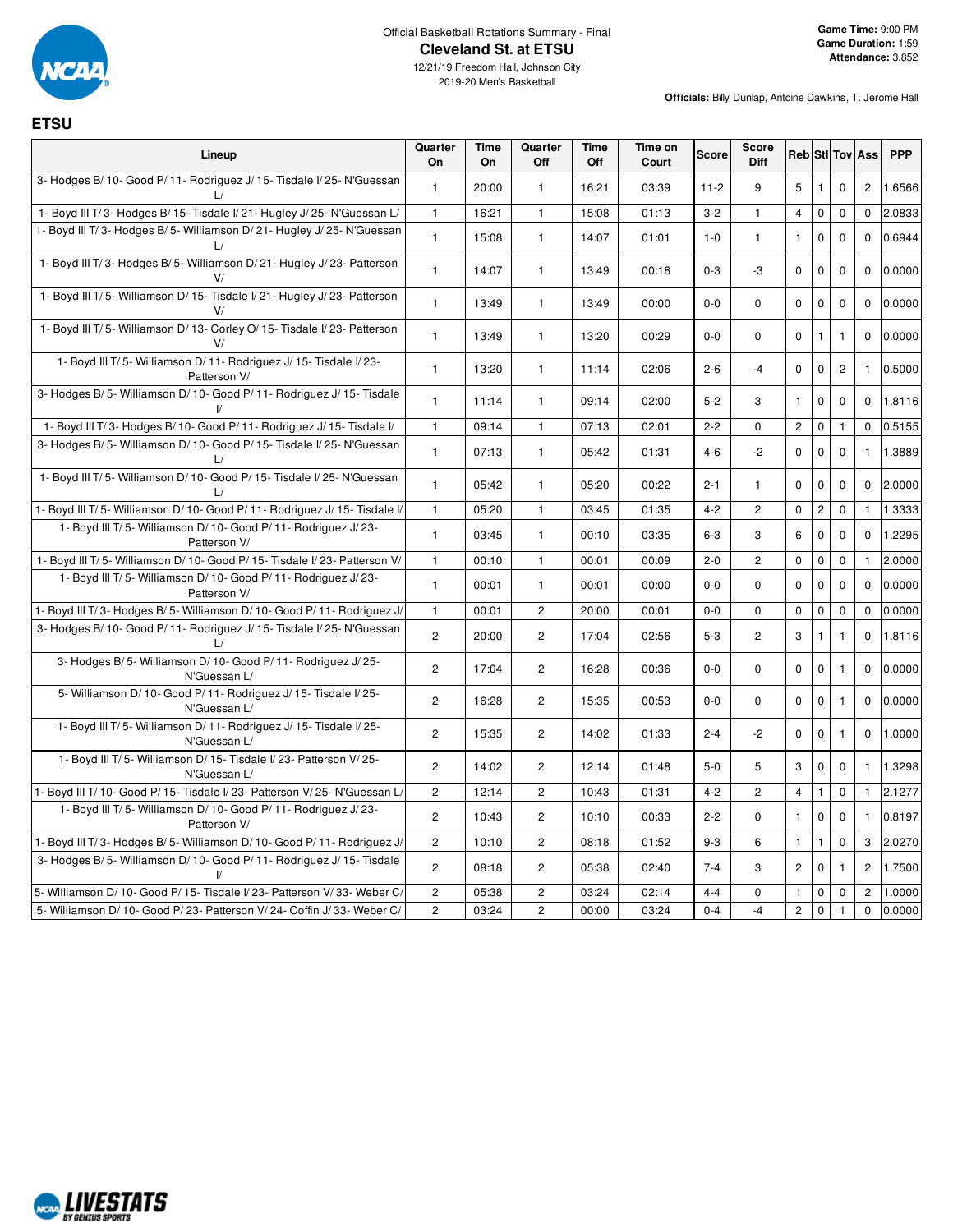Official Basketball Rotations Summary - Final

# Cleveland St. at ETSU

12/21/19 Freedom Hall, Johnson City
2019-20 Men's Basketball

**Game Time:** 9:00 PM
**Game Duration:** 1:59
**Attendance:** 3,852

**Officials:** Billy Dunlap, Antoine Dawkins, T. Jerome Hall

## ETSU

| Lineup | Quarter On | Time On | Quarter Off | Time Off | Time on Court | Score | Score Diff | Reb | Stl | Tov | Ass | PPP |
|---|---|---|---|---|---|---|---|---|---|---|---|---|
| 3- Hodges B/ 10- Good P/ 11- Rodriguez J/ 15- Tisdale I/ 25- N'Guessan L/ | 1 | 20:00 | 1 | 16:21 | 03:39 | 11-2 | 9 | 5 | 1 | 0 | 2 | 1.6566 |
| 1- Boyd III T/ 3- Hodges B/ 15- Tisdale I/ 21- Hugley J/ 25- N'Guessan L/ | 1 | 16:21 | 1 | 15:08 | 01:13 | 3-2 | 1 | 4 | 0 | 0 | 0 | 2.0833 |
| 1- Boyd III T/ 3- Hodges B/ 5- Williamson D/ 21- Hugley J/ 25- N'Guessan L/ | 1 | 15:08 | 1 | 14:07 | 01:01 | 1-0 | 1 | 1 | 0 | 0 | 0 | 0.6944 |
| 1- Boyd III T/ 3- Hodges B/ 5- Williamson D/ 21- Hugley J/ 23- Patterson V/ | 1 | 14:07 | 1 | 13:49 | 00:18 | 0-3 | -3 | 0 | 0 | 0 | 0 | 0.0000 |
| 1- Boyd III T/ 5- Williamson D/ 15- Tisdale I/ 21- Hugley J/ 23- Patterson V/ | 1 | 13:49 | 1 | 13:49 | 00:00 | 0-0 | 0 | 0 | 0 | 0 | 0 | 0.0000 |
| 1- Boyd III T/ 5- Williamson D/ 13- Corley O/ 15- Tisdale I/ 23- Patterson V/ | 1 | 13:49 | 1 | 13:20 | 00:29 | 0-0 | 0 | 0 | 1 | 1 | 0 | 0.0000 |
| 1- Boyd III T/ 5- Williamson D/ 11- Rodriguez J/ 15- Tisdale I/ 23- Patterson V/ | 1 | 13:20 | 1 | 11:14 | 02:06 | 2-6 | -4 | 0 | 0 | 2 | 1 | 0.5000 |
| 3- Hodges B/ 5- Williamson D/ 10- Good P/ 11- Rodriguez J/ 15- Tisdale I/ | 1 | 11:14 | 1 | 09:14 | 02:00 | 5-2 | 3 | 1 | 0 | 0 | 0 | 1.8116 |
| 1- Boyd III T/ 3- Hodges B/ 10- Good P/ 11- Rodriguez J/ 15- Tisdale I/ | 1 | 09:14 | 1 | 07:13 | 02:01 | 2-2 | 0 | 2 | 0 | 1 | 0 | 0.5155 |
| 3- Hodges B/ 5- Williamson D/ 10- Good P/ 15- Tisdale I/ 25- N'Guessan L/ | 1 | 07:13 | 1 | 05:42 | 01:31 | 4-6 | -2 | 0 | 0 | 0 | 1 | 1.3889 |
| 1- Boyd III T/ 5- Williamson D/ 10- Good P/ 15- Tisdale I/ 25- N'Guessan L/ | 1 | 05:42 | 1 | 05:20 | 00:22 | 2-1 | 1 | 0 | 0 | 0 | 0 | 2.0000 |
| 1- Boyd III T/ 5- Williamson D/ 10- Good P/ 11- Rodriguez J/ 15- Tisdale I/ | 1 | 05:20 | 1 | 03:45 | 01:35 | 4-2 | 2 | 0 | 2 | 0 | 1 | 1.3333 |
| 1- Boyd III T/ 5- Williamson D/ 10- Good P/ 11- Rodriguez J/ 23- Patterson V/ | 1 | 03:45 | 1 | 00:10 | 03:35 | 6-3 | 3 | 6 | 0 | 0 | 0 | 1.2295 |
| 1- Boyd III T/ 5- Williamson D/ 10- Good P/ 15- Tisdale I/ 23- Patterson V/ | 1 | 00:10 | 1 | 00:01 | 00:09 | 2-0 | 2 | 0 | 0 | 0 | 1 | 2.0000 |
| 1- Boyd III T/ 5- Williamson D/ 10- Good P/ 11- Rodriguez J/ 23- Patterson V/ | 1 | 00:01 | 1 | 00:01 | 00:00 | 0-0 | 0 | 0 | 0 | 0 | 0 | 0.0000 |
| 1- Boyd III T/ 3- Hodges B/ 5- Williamson D/ 10- Good P/ 11- Rodriguez J/ | 1 | 00:01 | 2 | 20:00 | 00:01 | 0-0 | 0 | 0 | 0 | 0 | 0 | 0.0000 |
| 3- Hodges B/ 10- Good P/ 11- Rodriguez J/ 15- Tisdale I/ 25- N'Guessan L/ | 2 | 20:00 | 2 | 17:04 | 02:56 | 5-3 | 2 | 3 | 1 | 1 | 0 | 1.8116 |
| 3- Hodges B/ 5- Williamson D/ 10- Good P/ 11- Rodriguez J/ 25- N'Guessan L/ | 2 | 17:04 | 2 | 16:28 | 00:36 | 0-0 | 0 | 0 | 0 | 1 | 0 | 0.0000 |
| 5- Williamson D/ 10- Good P/ 11- Rodriguez J/ 15- Tisdale I/ 25- N'Guessan L/ | 2 | 16:28 | 2 | 15:35 | 00:53 | 0-0 | 0 | 0 | 0 | 1 | 0 | 0.0000 |
| 1- Boyd III T/ 5- Williamson D/ 11- Rodriguez J/ 15- Tisdale I/ 25- N'Guessan L/ | 2 | 15:35 | 2 | 14:02 | 01:33 | 2-4 | -2 | 0 | 0 | 1 | 0 | 1.0000 |
| 1- Boyd III T/ 5- Williamson D/ 15- Tisdale I/ 23- Patterson V/ 25- N'Guessan L/ | 2 | 14:02 | 2 | 12:14 | 01:48 | 5-0 | 5 | 3 | 0 | 0 | 1 | 1.3298 |
| 1- Boyd III T/ 10- Good P/ 15- Tisdale I/ 23- Patterson V/ 25- N'Guessan L/ | 2 | 12:14 | 2 | 10:43 | 01:31 | 4-2 | 2 | 4 | 1 | 0 | 1 | 2.1277 |
| 1- Boyd III T/ 5- Williamson D/ 10- Good P/ 11- Rodriguez J/ 23- Patterson V/ | 2 | 10:43 | 2 | 10:10 | 00:33 | 2-2 | 0 | 1 | 0 | 0 | 1 | 0.8197 |
| 1- Boyd III T/ 3- Hodges B/ 5- Williamson D/ 10- Good P/ 11- Rodriguez J/ | 2 | 10:10 | 2 | 08:18 | 01:52 | 9-3 | 6 | 1 | 1 | 0 | 3 | 2.0270 |
| 3- Hodges B/ 5- Williamson D/ 10- Good P/ 11- Rodriguez J/ 15- Tisdale I/ | 2 | 08:18 | 2 | 05:38 | 02:40 | 7-4 | 3 | 2 | 0 | 1 | 2 | 1.7500 |
| 5- Williamson D/ 10- Good P/ 15- Tisdale I/ 23- Patterson V/ 33- Weber C/ | 2 | 05:38 | 2 | 03:24 | 02:14 | 4-4 | 0 | 1 | 0 | 0 | 2 | 1.0000 |
| 5- Williamson D/ 10- Good P/ 23- Patterson V/ 24- Coffin J/ 33- Weber C/ | 2 | 03:24 | 2 | 00:00 | 03:24 | 0-4 | -4 | 2 | 0 | 1 | 0 | 0.0000 |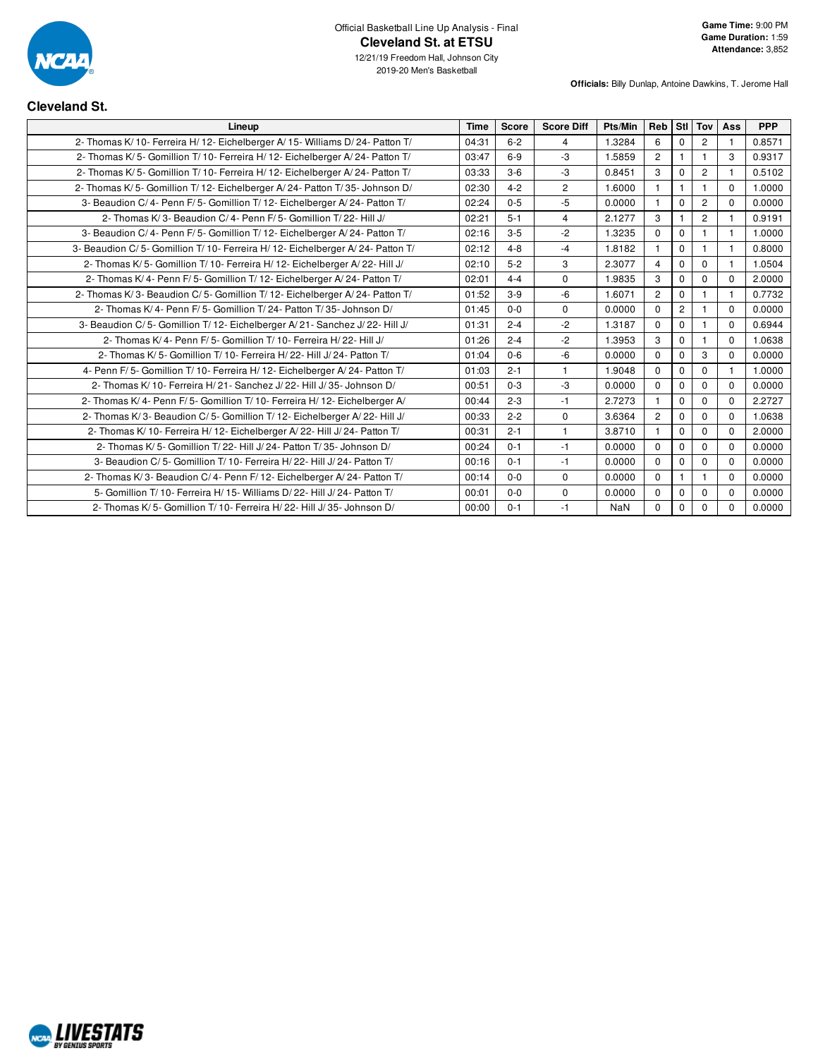Official Basketball Line Up Analysis - Final

# Cleveland St. at ETSU

12/21/19 Freedom Hall, Johnson City
2019-20 Men's Basketball

**Game Time:** 9:00 PM
**Game Duration:** 1:59
**Attendance:** 3,852

**Officials:** Billy Dunlap, Antoine Dawkins, T. Jerome Hall

## Cleveland St.

| Lineup | Time | Score | Score Diff | Pts/Min | Reb | Stl | Tov | Ass | PPP |
|---|---|---|---|---|---|---|---|---|---|
| 2- Thomas K/ 10- Ferreira H/ 12- Eichelberger A/ 15- Williams D/ 24- Patton T/ | 04:31 | 6-2 | 4 | 1.3284 | 6 | 0 | 2 | 1 | 0.8571 |
| 2- Thomas K/ 5- Gomillion T/ 10- Ferreira H/ 12- Eichelberger A/ 24- Patton T/ | 03:47 | 6-9 | -3 | 1.5859 | 2 | 1 | 1 | 3 | 0.9317 |
| 2- Thomas K/ 5- Gomillion T/ 10- Ferreira H/ 12- Eichelberger A/ 24- Patton T/ | 03:33 | 3-6 | -3 | 0.8451 | 3 | 0 | 2 | 1 | 0.5102 |
| 2- Thomas K/ 5- Gomillion T/ 12- Eichelberger A/ 24- Patton T/ 35- Johnson D/ | 02:30 | 4-2 | 2 | 1.6000 | 1 | 1 | 1 | 0 | 1.0000 |
| 3- Beaudion C/ 4- Penn F/ 5- Gomillion T/ 12- Eichelberger A/ 24- Patton T/ | 02:24 | 0-5 | -5 | 0.0000 | 1 | 0 | 2 | 0 | 0.0000 |
| 2- Thomas K/ 3- Beaudion C/ 4- Penn F/ 5- Gomillion T/ 22- Hill J/ | 02:21 | 5-1 | 4 | 2.1277 | 3 | 1 | 2 | 1 | 0.9191 |
| 3- Beaudion C/ 4- Penn F/ 5- Gomillion T/ 12- Eichelberger A/ 24- Patton T/ | 02:16 | 3-5 | -2 | 1.3235 | 0 | 0 | 1 | 1 | 1.0000 |
| 3- Beaudion C/ 5- Gomillion T/ 10- Ferreira H/ 12- Eichelberger A/ 24- Patton T/ | 02:12 | 4-8 | -4 | 1.8182 | 1 | 0 | 1 | 1 | 0.8000 |
| 2- Thomas K/ 5- Gomillion T/ 10- Ferreira H/ 12- Eichelberger A/ 22- Hill J/ | 02:10 | 5-2 | 3 | 2.3077 | 4 | 0 | 0 | 1 | 1.0504 |
| 2- Thomas K/ 4- Penn F/ 5- Gomillion T/ 12- Eichelberger A/ 24- Patton T/ | 02:01 | 4-4 | 0 | 1.9835 | 3 | 0 | 0 | 0 | 2.0000 |
| 2- Thomas K/ 3- Beaudion C/ 5- Gomillion T/ 12- Eichelberger A/ 24- Patton T/ | 01:52 | 3-9 | -6 | 1.6071 | 2 | 0 | 1 | 1 | 0.7732 |
| 2- Thomas K/ 4- Penn F/ 5- Gomillion T/ 24- Patton T/ 35- Johnson D/ | 01:45 | 0-0 | 0 | 0.0000 | 0 | 2 | 1 | 0 | 0.0000 |
| 3- Beaudion C/ 5- Gomillion T/ 12- Eichelberger A/ 21- Sanchez J/ 22- Hill J/ | 01:31 | 2-4 | -2 | 1.3187 | 0 | 0 | 1 | 0 | 0.6944 |
| 2- Thomas K/ 4- Penn F/ 5- Gomillion T/ 10- Ferreira H/ 22- Hill J/ | 01:26 | 2-4 | -2 | 1.3953 | 3 | 0 | 1 | 0 | 1.0638 |
| 2- Thomas K/ 5- Gomillion T/ 10- Ferreira H/ 22- Hill J/ 24- Patton T/ | 01:04 | 0-6 | -6 | 0.0000 | 0 | 0 | 3 | 0 | 0.0000 |
| 4- Penn F/ 5- Gomillion T/ 10- Ferreira H/ 12- Eichelberger A/ 24- Patton T/ | 01:03 | 2-1 | 1 | 1.9048 | 0 | 0 | 0 | 1 | 1.0000 |
| 2- Thomas K/ 10- Ferreira H/ 21- Sanchez J/ 22- Hill J/ 35- Johnson D/ | 00:51 | 0-3 | -3 | 0.0000 | 0 | 0 | 0 | 0 | 0.0000 |
| 2- Thomas K/ 4- Penn F/ 5- Gomillion T/ 10- Ferreira H/ 12- Eichelberger A/ | 00:44 | 2-3 | -1 | 2.7273 | 1 | 0 | 0 | 0 | 2.2727 |
| 2- Thomas K/ 3- Beaudion C/ 5- Gomillion T/ 12- Eichelberger A/ 22- Hill J/ | 00:33 | 2-2 | 0 | 3.6364 | 2 | 0 | 0 | 0 | 1.0638 |
| 2- Thomas K/ 10- Ferreira H/ 12- Eichelberger A/ 22- Hill J/ 24- Patton T/ | 00:31 | 2-1 | 1 | 3.8710 | 1 | 0 | 0 | 0 | 2.0000 |
| 2- Thomas K/ 5- Gomillion T/ 22- Hill J/ 24- Patton T/ 35- Johnson D/ | 00:24 | 0-1 | -1 | 0.0000 | 0 | 0 | 0 | 0 | 0.0000 |
| 3- Beaudion C/ 5- Gomillion T/ 10- Ferreira H/ 22- Hill J/ 24- Patton T/ | 00:16 | 0-1 | -1 | 0.0000 | 0 | 0 | 0 | 0 | 0.0000 |
| 2- Thomas K/ 3- Beaudion C/ 4- Penn F/ 12- Eichelberger A/ 24- Patton T/ | 00:14 | 0-0 | 0 | 0.0000 | 0 | 1 | 1 | 0 | 0.0000 |
| 5- Gomillion T/ 10- Ferreira H/ 15- Williams D/ 22- Hill J/ 24- Patton T/ | 00:01 | 0-0 | 0 | 0.0000 | 0 | 0 | 0 | 0 | 0.0000 |
| 2- Thomas K/ 5- Gomillion T/ 10- Ferreira H/ 22- Hill J/ 35- Johnson D/ | 00:00 | 0-1 | -1 | NaN | 0 | 0 | 0 | 0 | 0.0000 |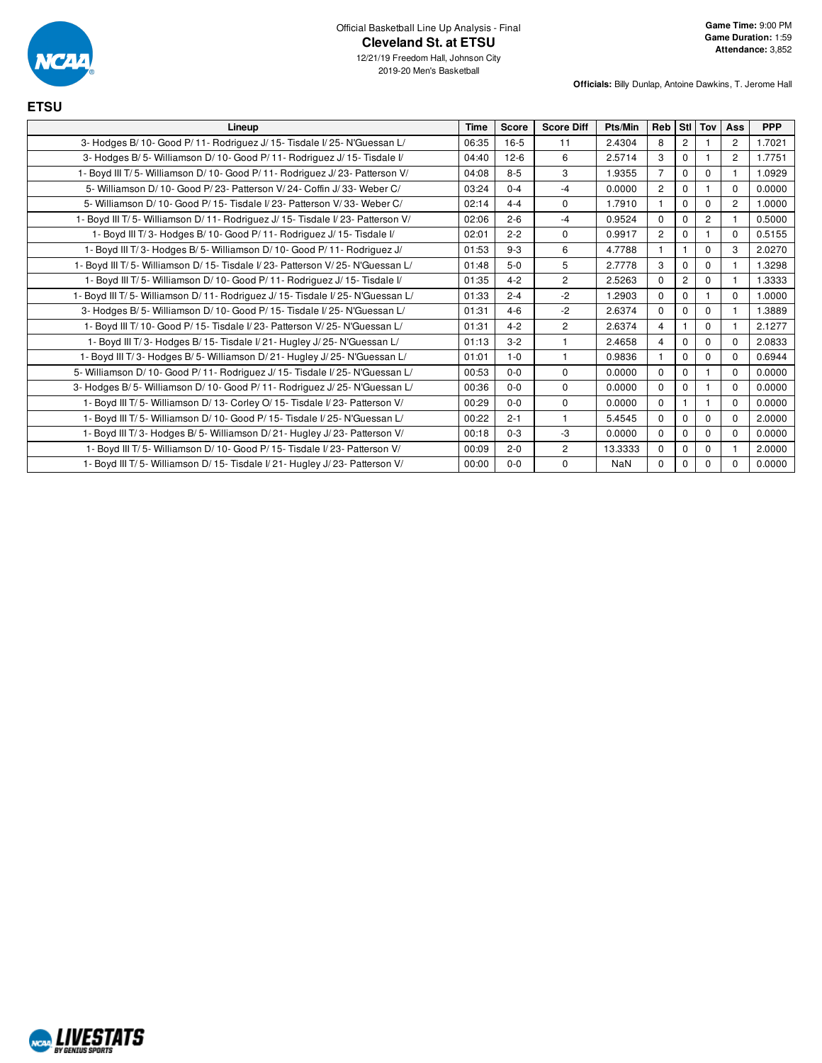Official Basketball Line Up Analysis - Final

# Cleveland St. at ETSU

12/21/19 Freedom Hall, Johnson City
2019-20 Men's Basketball

**Game Time:** 9:00 PM
**Game Duration:** 1:59
**Attendance:** 3,852

**Officials:** Billy Dunlap, Antoine Dawkins, T. Jerome Hall

## ETSU

| Lineup | Time | Score | Score Diff | Pts/Min | Reb | Stl | Tov | Ass | PPP |
|---|---|---|---|---|---|---|---|---|---|
| 3- Hodges B/ 10- Good P/ 11- Rodriguez J/ 15- Tisdale I/ 25- N'Guessan L/ | 06:35 | 16-5 | 11 | 2.4304 | 8 | 2 | 1 | 2 | 1.7021 |
| 3- Hodges B/ 5- Williamson D/ 10- Good P/ 11- Rodriguez J/ 15- Tisdale I/ | 04:40 | 12-6 | 6 | 2.5714 | 3 | 0 | 1 | 2 | 1.7751 |
| 1- Boyd III T/ 5- Williamson D/ 10- Good P/ 11- Rodriguez J/ 23- Patterson V/ | 04:08 | 8-5 | 3 | 1.9355 | 7 | 0 | 0 | 1 | 1.0929 |
| 5- Williamson D/ 10- Good P/ 23- Patterson V/ 24- Coffin J/ 33- Weber C/ | 03:24 | 0-4 | -4 | 0.0000 | 2 | 0 | 1 | 0 | 0.0000 |
| 5- Williamson D/ 10- Good P/ 15- Tisdale I/ 23- Patterson V/ 33- Weber C/ | 02:14 | 4-4 | 0 | 1.7910 | 1 | 0 | 0 | 2 | 1.0000 |
| 1- Boyd III T/ 5- Williamson D/ 11- Rodriguez J/ 15- Tisdale I/ 23- Patterson V/ | 02:06 | 2-6 | -4 | 0.9524 | 0 | 0 | 2 | 1 | 0.5000 |
| 1- Boyd III T/ 3- Hodges B/ 10- Good P/ 11- Rodriguez J/ 15- Tisdale I/ | 02:01 | 2-2 | 0 | 0.9917 | 2 | 0 | 1 | 0 | 0.5155 |
| 1- Boyd III T/ 3- Hodges B/ 5- Williamson D/ 10- Good P/ 11- Rodriguez J/ | 01:53 | 9-3 | 6 | 4.7788 | 1 | 1 | 0 | 3 | 2.0270 |
| 1- Boyd III T/ 5- Williamson D/ 15- Tisdale I/ 23- Patterson V/ 25- N'Guessan L/ | 01:48 | 5-0 | 5 | 2.7778 | 3 | 0 | 0 | 1 | 1.3298 |
| 1- Boyd III T/ 5- Williamson D/ 10- Good P/ 11- Rodriguez J/ 15- Tisdale I/ | 01:35 | 4-2 | 2 | 2.5263 | 0 | 2 | 0 | 1 | 1.3333 |
| 1- Boyd III T/ 5- Williamson D/ 11- Rodriguez J/ 15- Tisdale I/ 25- N'Guessan L/ | 01:33 | 2-4 | -2 | 1.2903 | 0 | 0 | 1 | 0 | 1.0000 |
| 3- Hodges B/ 5- Williamson D/ 10- Good P/ 15- Tisdale I/ 25- N'Guessan L/ | 01:31 | 4-6 | -2 | 2.6374 | 0 | 0 | 0 | 1 | 1.3889 |
| 1- Boyd III T/ 10- Good P/ 15- Tisdale I/ 23- Patterson V/ 25- N'Guessan L/ | 01:31 | 4-2 | 2 | 2.6374 | 4 | 1 | 0 | 1 | 2.1277 |
| 1- Boyd III T/ 3- Hodges B/ 15- Tisdale I/ 21- Hugley J/ 25- N'Guessan L/ | 01:13 | 3-2 | 1 | 2.4658 | 4 | 0 | 0 | 0 | 2.0833 |
| 1- Boyd III T/ 3- Hodges B/ 5- Williamson D/ 21- Hugley J/ 25- N'Guessan L/ | 01:01 | 1-0 | 1 | 0.9836 | 1 | 0 | 0 | 0 | 0.6944 |
| 5- Williamson D/ 10- Good P/ 11- Rodriguez J/ 15- Tisdale I/ 25- N'Guessan L/ | 00:53 | 0-0 | 0 | 0.0000 | 0 | 0 | 1 | 0 | 0.0000 |
| 3- Hodges B/ 5- Williamson D/ 10- Good P/ 11- Rodriguez J/ 25- N'Guessan L/ | 00:36 | 0-0 | 0 | 0.0000 | 0 | 0 | 1 | 0 | 0.0000 |
| 1- Boyd III T/ 5- Williamson D/ 13- Corley O/ 15- Tisdale I/ 23- Patterson V/ | 00:29 | 0-0 | 0 | 0.0000 | 0 | 1 | 1 | 0 | 0.0000 |
| 1- Boyd III T/ 5- Williamson D/ 10- Good P/ 15- Tisdale I/ 25- N'Guessan L/ | 00:22 | 2-1 | 1 | 5.4545 | 0 | 0 | 0 | 0 | 2.0000 |
| 1- Boyd III T/ 3- Hodges B/ 5- Williamson D/ 21- Hugley J/ 23- Patterson V/ | 00:18 | 0-3 | -3 | 0.0000 | 0 | 0 | 0 | 0 | 0.0000 |
| 1- Boyd III T/ 5- Williamson D/ 10- Good P/ 15- Tisdale I/ 23- Patterson V/ | 00:09 | 2-0 | 2 | 13.3333 | 0 | 0 | 0 | 1 | 2.0000 |
| 1- Boyd III T/ 5- Williamson D/ 15- Tisdale I/ 21- Hugley J/ 23- Patterson V/ | 00:00 | 0-0 | 0 | NaN | 0 | 0 | 0 | 0 | 0.0000 |